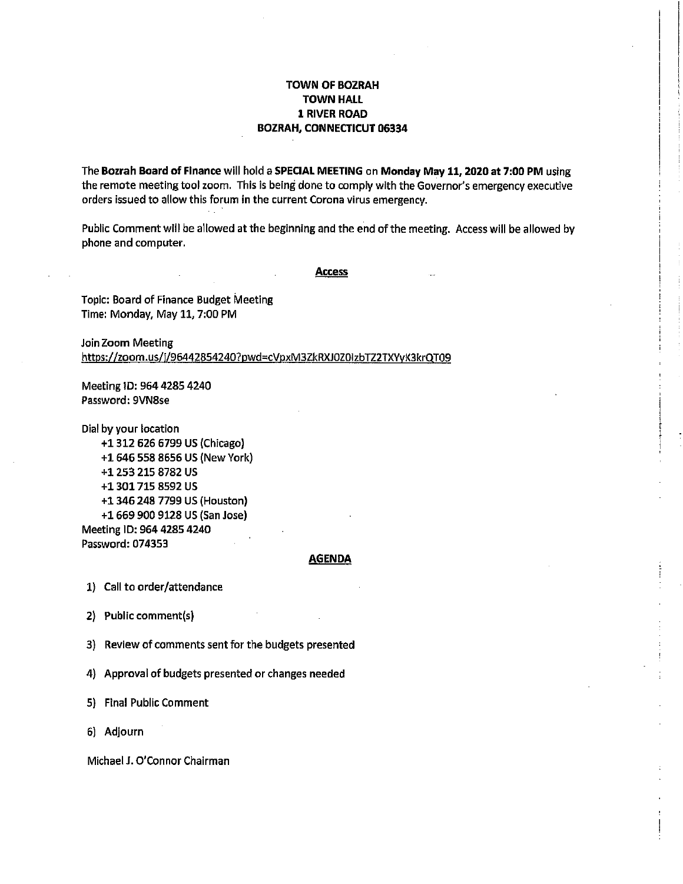# TOWN OF BOZRAH
## TOWN HALL
## 1 RIVER ROAD
## BOZRAH, CONNECTICUT 06334

The **Bozrah Board of Finance** will hold a **SPECIAL MEETING** on **Monday May 11, 2020 at 7:00 PM** using the remote meeting tool zoom. This is being done to comply with the Governor's emergency executive orders issued to allow this forum in the current Corona virus emergency.

Public Comment will be allowed at the beginning and the end of the meeting. Access will be allowed by phone and computer.

## Access

Topic: Board of Finance Budget Meeting
Time: Monday, May 11, 7:00 PM

Join Zoom Meeting
https://zoom.us/j/96442854240?pwd=cVpxM3ZkRXJOZ0lzbTZ2TXYyK3krQT09

Meeting ID: 964 4285 4240
Password: 9VN8se

Dial by your location
- +1 312 626 6799 US (Chicago)
- +1 646 558 8656 US (New York)
- +1 253 215 8782 US
- +1 301 715 8592 US
- +1 346 248 7799 US (Houston)
- +1 669 900 9128 US (San Jose)

Meeting ID: 964 4285 4240
Password: 074353

## AGENDA

1) Call to order/attendance
2) Public comment(s)
3) Review of comments sent for the budgets presented
4) Approval of budgets presented or changes needed
5) Final Public Comment
6) Adjourn

Michael J. O'Connor Chairman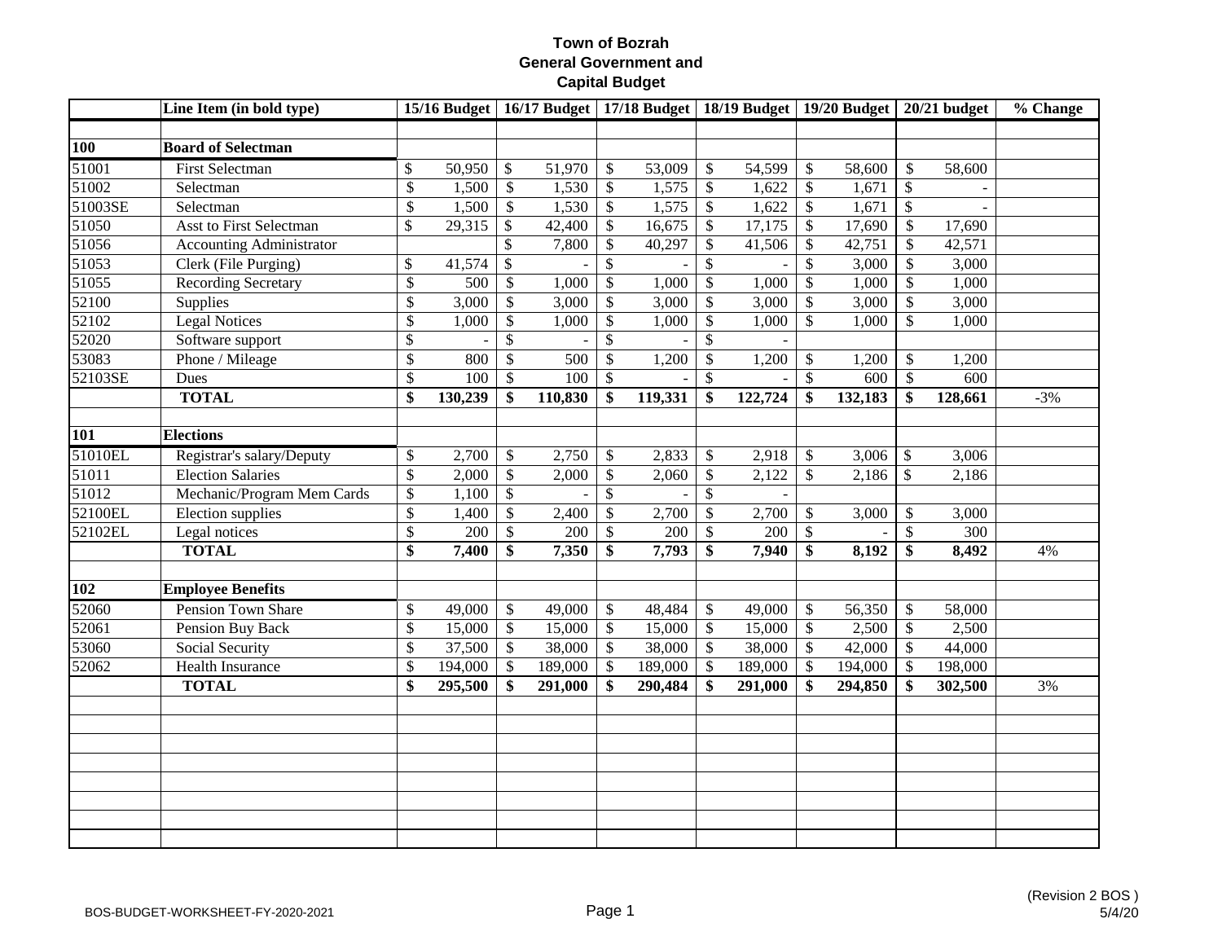**Town of Bozrah**
**General Government and**
**Capital Budget**

| | Line Item (in bold type) | 15/16 Budget | 16/17 Budget | 17/18 Budget | 18/19 Budget | 19/20 Budget | 20/21 budget | % Change |
|---|---|---|---|---|---|---|---|---|
| | | | | | | | | |
| **100** | **Board of Selectman** | | | | | | | |
| 51001 | First Selectman | $ 50,950 | $ 51,970 | $ 53,009 | $ 54,599 | $ 58,600 | $ 58,600 | |
| 51002 | Selectman | $ 1,500 | $ 1,530 | $ 1,575 | $ 1,622 | $ 1,671 | $ - | |
| 51003SE | Selectman | $ 1,500 | $ 1,530 | $ 1,575 | $ 1,622 | $ 1,671 | $ - | |
| 51050 | Asst to First Selectman | $ 29,315 | $ 42,400 | $ 16,675 | $ 17,175 | $ 17,690 | $ 17,690 | |
| 51056 | Accounting Administrator | | $ 7,800 | $ 40,297 | $ 41,506 | $ 42,751 | $ 42,571 | |
| 51053 | Clerk (File Purging) | $ 41,574 | $ - | $ - | $ - | $ 3,000 | $ 3,000 | |
| 51055 | Recording Secretary | $ 500 | $ 1,000 | $ 1,000 | $ 1,000 | $ 1,000 | $ 1,000 | |
| 52100 | Supplies | $ 3,000 | $ 3,000 | $ 3,000 | $ 3,000 | $ 3,000 | $ 3,000 | |
| 52102 | Legal Notices | $ 1,000 | $ 1,000 | $ 1,000 | $ 1,000 | $ 1,000 | $ 1,000 | |
| 52020 | Software support | $ - | $ - | $ - | $ - | | | |
| 53083 | Phone / Mileage | $ 800 | $ 500 | $ 1,200 | $ 1,200 | $ 1,200 | $ 1,200 | |
| 52103SE | Dues | $ 100 | $ 100 | $ - | $ - | $ 600 | $ 600 | |
| | **TOTAL** | **$ 130,239** | **$ 110,830** | **$ 119,331** | **$ 122,724** | **$ 132,183** | **$ 128,661** | -3% |
| | | | | | | | | |
| **101** | **Elections** | | | | | | | |
| 51010EL | Registrar's salary/Deputy | $ 2,700 | $ 2,750 | $ 2,833 | $ 2,918 | $ 3,006 | $ 3,006 | |
| 51011 | Election Salaries | $ 2,000 | $ 2,000 | $ 2,060 | $ 2,122 | $ 2,186 | $ 2,186 | |
| 51012 | Mechanic/Program Mem Cards | $ 1,100 | $ - | $ - | $ - | | | |
| 52100EL | Election supplies | $ 1,400 | $ 2,400 | $ 2,700 | $ 2,700 | $ 3,000 | $ 3,000 | |
| 52102EL | Legal notices | $ 200 | $ 200 | $ 200 | $ 200 | $ - | $ 300 | |
| | **TOTAL** | **$ 7,400** | **$ 7,350** | **$ 7,793** | **$ 7,940** | **$ 8,192** | **$ 8,492** | 4% |
| | | | | | | | | |
| **102** | **Employee Benefits** | | | | | | | |
| 52060 | Pension Town Share | $ 49,000 | $ 49,000 | $ 48,484 | $ 49,000 | $ 56,350 | $ 58,000 | |
| 52061 | Pension Buy Back | $ 15,000 | $ 15,000 | $ 15,000 | $ 15,000 | $ 2,500 | $ 2,500 | |
| 53060 | Social Security | $ 37,500 | $ 38,000 | $ 38,000 | $ 38,000 | $ 42,000 | $ 44,000 | |
| 52062 | Health Insurance | $ 194,000 | $ 189,000 | $ 189,000 | $ 189,000 | $ 194,000 | $ 198,000 | |
| | **TOTAL** | **$ 295,500** | **$ 291,000** | **$ 290,484** | **$ 291,000** | **$ 294,850** | **$ 302,500** | 3% |

BOS-BUDGET-WORKSHEET-FY-2020-2021

(Revision 2 BOS )
5/4/20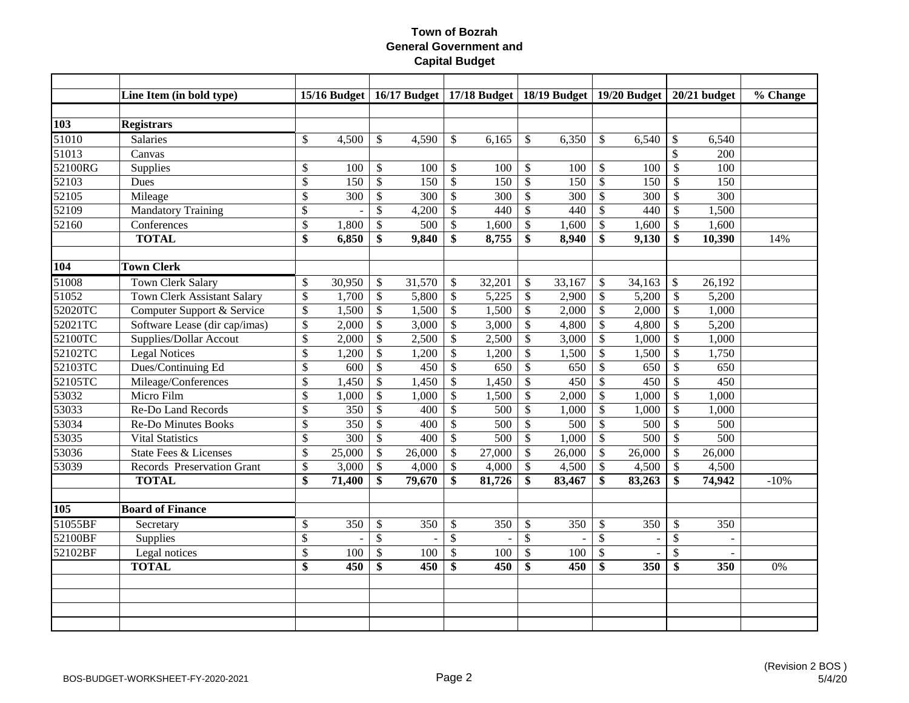# Town of Bozrah
## General Government and Capital Budget

| | Line Item (in bold type) | 15/16 Budget | 16/17 Budget | 17/18 Budget | 18/19 Budget | 19/20 Budget | 20/21 budget | % Change |
|---|---|---|---|---|---|---|---|---|
| **103** | **Registrars** | | | | | | | |
| 51010 | Salaries | $ 4,500 | $ 4,590 | $ 6,165 | $ 6,350 | $ 6,540 | $ 6,540 | |
| 51013 | Canvas | | | | | | $ 200 | |
| 52100RG | Supplies | $ 100 | $ 100 | $ 100 | $ 100 | $ 100 | $ 100 | |
| 52103 | Dues | $ 150 | $ 150 | $ 150 | $ 150 | $ 150 | $ 150 | |
| 52105 | Mileage | $ 300 | $ 300 | $ 300 | $ 300 | $ 300 | $ 300 | |
| 52109 | Mandatory Training | $ - | $ 4,200 | $ 440 | $ 440 | $ 440 | $ 1,500 | |
| 52160 | Conferences | $ 1,800 | $ 500 | $ 1,600 | $ 1,600 | $ 1,600 | $ 1,600 | |
| | **TOTAL** | **$ 6,850** | **$ 9,840** | **$ 8,755** | **$ 8,940** | **$ 9,130** | **$ 10,390** | 14% |
| **104** | **Town Clerk** | | | | | | | |
| 51008 | Town Clerk Salary | $ 30,950 | $ 31,570 | $ 32,201 | $ 33,167 | $ 34,163 | $ 26,192 | |
| 51052 | Town Clerk Assistant Salary | $ 1,700 | $ 5,800 | $ 5,225 | $ 2,900 | $ 5,200 | $ 5,200 | |
| 52020TC | Computer Support & Service | $ 1,500 | $ 1,500 | $ 1,500 | $ 2,000 | $ 2,000 | $ 1,000 | |
| 52021TC | Software Lease (dir cap/imas) | $ 2,000 | $ 3,000 | $ 3,000 | $ 4,800 | $ 4,800 | $ 5,200 | |
| 52100TC | Supplies/Dollar Accout | $ 2,000 | $ 2,500 | $ 2,500 | $ 3,000 | $ 1,000 | $ 1,000 | |
| 52102TC | Legal Notices | $ 1,200 | $ 1,200 | $ 1,200 | $ 1,500 | $ 1,500 | $ 1,750 | |
| 52103TC | Dues/Continuing Ed | $ 600 | $ 450 | $ 650 | $ 650 | $ 650 | $ 650 | |
| 52105TC | Mileage/Conferences | $ 1,450 | $ 1,450 | $ 1,450 | $ 450 | $ 450 | $ 450 | |
| 53032 | Micro Film | $ 1,000 | $ 1,000 | $ 1,500 | $ 2,000 | $ 1,000 | $ 1,000 | |
| 53033 | Re-Do Land Records | $ 350 | $ 400 | $ 500 | $ 1,000 | $ 1,000 | $ 1,000 | |
| 53034 | Re-Do Minutes Books | $ 350 | $ 400 | $ 500 | $ 500 | $ 500 | $ 500 | |
| 53035 | Vital Statistics | $ 300 | $ 400 | $ 500 | $ 1,000 | $ 500 | $ 500 | |
| 53036 | State Fees & Licenses | $ 25,000 | $ 26,000 | $ 27,000 | $ 26,000 | $ 26,000 | $ 26,000 | |
| 53039 | Records Preservation Grant | $ 3,000 | $ 4,000 | $ 4,000 | $ 4,500 | $ 4,500 | $ 4,500 | |
| | **TOTAL** | **$ 71,400** | **$ 79,670** | **$ 81,726** | **$ 83,467** | **$ 83,263** | **$ 74,942** | -10% |
| **105** | **Board of Finance** | | | | | | | |
| 51055BF | Secretary | $ 350 | $ 350 | $ 350 | $ 350 | $ 350 | $ 350 | |
| 52100BF | Supplies | $ - | $ - | $ - | $ - | $ - | $ - | |
| 52102BF | Legal notices | $ 100 | $ 100 | $ 100 | $ 100 | $ - | $ - | |
| | **TOTAL** | **$ 450** | **$ 450** | **$ 450** | **$ 450** | **$ 350** | **$ 350** | 0% |

BOS-BUDGET-WORKSHEET-FY-2020-2021

(Revision 2 BOS )
5/4/20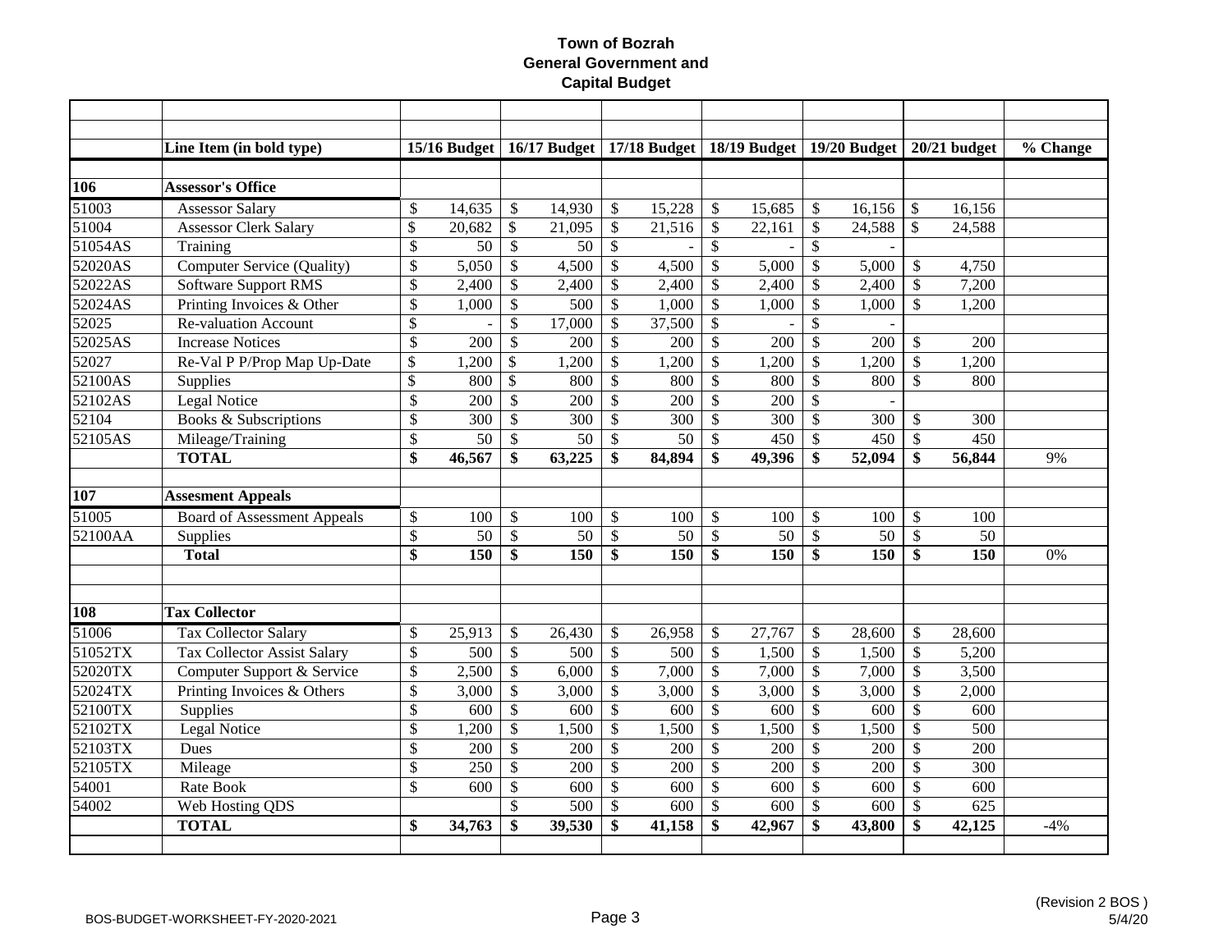# Town of Bozrah
## General Government and Capital Budget

| | Line Item (in bold type) | 15/16 Budget | 16/17 Budget | 17/18 Budget | 18/19 Budget | 19/20 Budget | 20/21 budget | % Change |
|---|---|---|---|---|---|---|---|---|
| **106** | **Assessor's Office** | | | | | | | |
| 51003 | Assessor Salary | $ 14,635 | $ 14,930 | $ 15,228 | $ 15,685 | $ 16,156 | $ 16,156 | |
| 51004 | Assessor Clerk Salary | $ 20,682 | $ 21,095 | $ 21,516 | $ 22,161 | $ 24,588 | $ 24,588 | |
| 51054AS | Training | $ 50 | $ 50 | $ - | $ - | $ - | | |
| 52020AS | Computer Service (Quality) | $ 5,050 | $ 4,500 | $ 4,500 | $ 5,000 | $ 5,000 | $ 4,750 | |
| 52022AS | Software Support RMS | $ 2,400 | $ 2,400 | $ 2,400 | $ 2,400 | $ 2,400 | $ 7,200 | |
| 52024AS | Printing Invoices & Other | $ 1,000 | $ 500 | $ 1,000 | $ 1,000 | $ 1,000 | $ 1,200 | |
| 52025 | Re-valuation Account | $ - | $ 17,000 | $ 37,500 | $ - | $ - | | |
| 52025AS | Increase Notices | $ 200 | $ 200 | $ 200 | $ 200 | $ 200 | $ 200 | |
| 52027 | Re-Val P P/Prop Map Up-Date | $ 1,200 | $ 1,200 | $ 1,200 | $ 1,200 | $ 1,200 | $ 1,200 | |
| 52100AS | Supplies | $ 800 | $ 800 | $ 800 | $ 800 | $ 800 | $ 800 | |
| 52102AS | Legal Notice | $ 200 | $ 200 | $ 200 | $ 200 | $ - | | |
| 52104 | Books & Subscriptions | $ 300 | $ 300 | $ 300 | $ 300 | $ 300 | $ 300 | |
| 52105AS | Mileage/Training | $ 50 | $ 50 | $ 50 | $ 450 | $ 450 | $ 450 | |
| | **TOTAL** | **$ 46,567** | **$ 63,225** | **$ 84,894** | **$ 49,396** | **$ 52,094** | **$ 56,844** | 9% |
| **107** | **Assesment Appeals** | | | | | | | |
| 51005 | Board of Assessment Appeals | $ 100 | $ 100 | $ 100 | $ 100 | $ 100 | $ 100 | |
| 52100AA | Supplies | $ 50 | $ 50 | $ 50 | $ 50 | $ 50 | $ 50 | |
| | **Total** | **$ 150** | **$ 150** | **$ 150** | **$ 150** | **$ 150** | **$ 150** | 0% |
| **108** | **Tax Collector** | | | | | | | |
| 51006 | Tax Collector Salary | $ 25,913 | $ 26,430 | $ 26,958 | $ 27,767 | $ 28,600 | $ 28,600 | |
| 51052TX | Tax Collector Assist Salary | $ 500 | $ 500 | $ 500 | $ 1,500 | $ 1,500 | $ 5,200 | |
| 52020TX | Computer Support & Service | $ 2,500 | $ 6,000 | $ 7,000 | $ 7,000 | $ 7,000 | $ 3,500 | |
| 52024TX | Printing Invoices & Others | $ 3,000 | $ 3,000 | $ 3,000 | $ 3,000 | $ 3,000 | $ 2,000 | |
| 52100TX | Supplies | $ 600 | $ 600 | $ 600 | $ 600 | $ 600 | $ 600 | |
| 52102TX | Legal Notice | $ 1,200 | $ 1,500 | $ 1,500 | $ 1,500 | $ 1,500 | $ 500 | |
| 52103TX | Dues | $ 200 | $ 200 | $ 200 | $ 200 | $ 200 | $ 200 | |
| 52105TX | Mileage | $ 250 | $ 200 | $ 200 | $ 200 | $ 200 | $ 300 | |
| 54001 | Rate Book | $ 600 | $ 600 | $ 600 | $ 600 | $ 600 | $ 600 | |
| 54002 | Web Hosting QDS | | $ 500 | $ 600 | $ 600 | $ 600 | $ 625 | |
| | **TOTAL** | **$ 34,763** | **$ 39,530** | **$ 41,158** | **$ 42,967** | **$ 43,800** | **$ 42,125** | -4% |

BOS-BUDGET-WORKSHEET-FY-2020-2021

(Revision 2 BOS)
5/4/20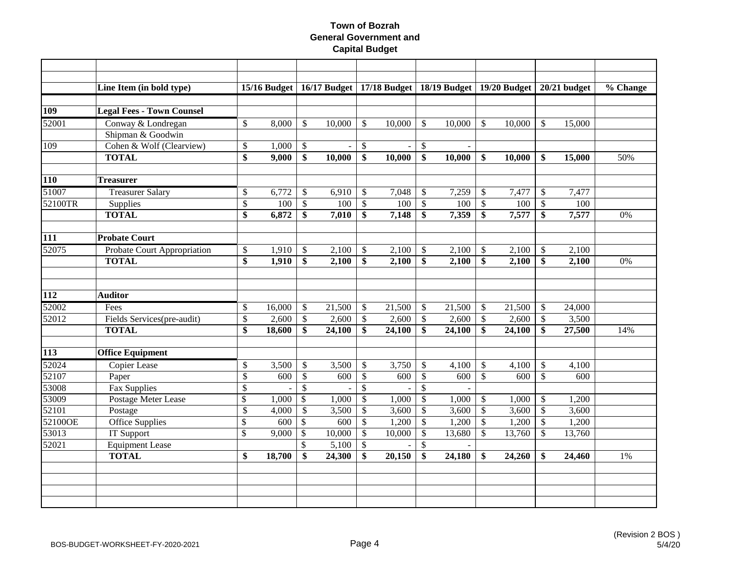# Town of Bozrah
## General Government and Capital Budget

| | Line Item (in bold type) | 15/16 Budget | 16/17 Budget | 17/18 Budget | 18/19 Budget | 19/20 Budget | 20/21 budget | % Change |
|---|---|---|---|---|---|---|---|---|
| **109** | **Legal Fees - Town Counsel** | | | | | | | |
| 52001 | Conway & Londregan | $ 8,000 | $ 10,000 | $ 10,000 | $ 10,000 | $ 10,000 | $ 15,000 | |
| | Shipman & Goodwin | | | | | | | |
| 109 | Cohen & Wolf (Clearview) | $ 1,000 | $ - | $ - | $ - | | | |
| | **TOTAL** | **$ 9,000** | **$ 10,000** | **$ 10,000** | **$ 10,000** | **$ 10,000** | **$ 15,000** | 50% |
| **110** | **Treasurer** | | | | | | | |
| 51007 | Treasurer Salary | $ 6,772 | $ 6,910 | $ 7,048 | $ 7,259 | $ 7,477 | $ 7,477 | |
| 52100TR | Supplies | $ 100 | $ 100 | $ 100 | $ 100 | $ 100 | $ 100 | |
| | **TOTAL** | **$ 6,872** | **$ 7,010** | **$ 7,148** | **$ 7,359** | **$ 7,577** | **$ 7,577** | 0% |
| **111** | **Probate Court** | | | | | | | |
| 52075 | Probate Court Appropriation | $ 1,910 | $ 2,100 | $ 2,100 | $ 2,100 | $ 2,100 | $ 2,100 | |
| | **TOTAL** | **$ 1,910** | **$ 2,100** | **$ 2,100** | **$ 2,100** | **$ 2,100** | **$ 2,100** | 0% |
| **112** | **Auditor** | | | | | | | |
| 52002 | Fees | $ 16,000 | $ 21,500 | $ 21,500 | $ 21,500 | $ 21,500 | $ 24,000 | |
| 52012 | Fields Services(pre-audit) | $ 2,600 | $ 2,600 | $ 2,600 | $ 2,600 | $ 2,600 | $ 3,500 | |
| | **TOTAL** | **$ 18,600** | **$ 24,100** | **$ 24,100** | **$ 24,100** | **$ 24,100** | **$ 27,500** | 14% |
| **113** | **Office Equipment** | | | | | | | |
| 52024 | Copier Lease | $ 3,500 | $ 3,500 | $ 3,750 | $ 4,100 | $ 4,100 | $ 4,100 | |
| 52107 | Paper | $ 600 | $ 600 | $ 600 | $ 600 | $ 600 | $ 600 | |
| 53008 | Fax Supplies | $ - | $ - | $ - | $ - | | | |
| 53009 | Postage Meter Lease | $ 1,000 | $ 1,000 | $ 1,000 | $ 1,000 | $ 1,000 | $ 1,200 | |
| 52101 | Postage | $ 4,000 | $ 3,500 | $ 3,600 | $ 3,600 | $ 3,600 | $ 3,600 | |
| 52100OE | Office Supplies | $ 600 | $ 600 | $ 1,200 | $ 1,200 | $ 1,200 | $ 1,200 | |
| 53013 | IT Support | $ 9,000 | $ 10,000 | $ 10,000 | $ 13,680 | $ 13,760 | $ 13,760 | |
| 52021 | Equipment Lease | | $ 5,100 | $ - | $ - | | | |
| | **TOTAL** | **$ 18,700** | **$ 24,300** | **$ 20,150** | **$ 24,180** | **$ 24,260** | **$ 24,460** | 1% |

BOS-BUDGET-WORKSHEET-FY-2020-2021

(Revision 2 BOS)
5/4/20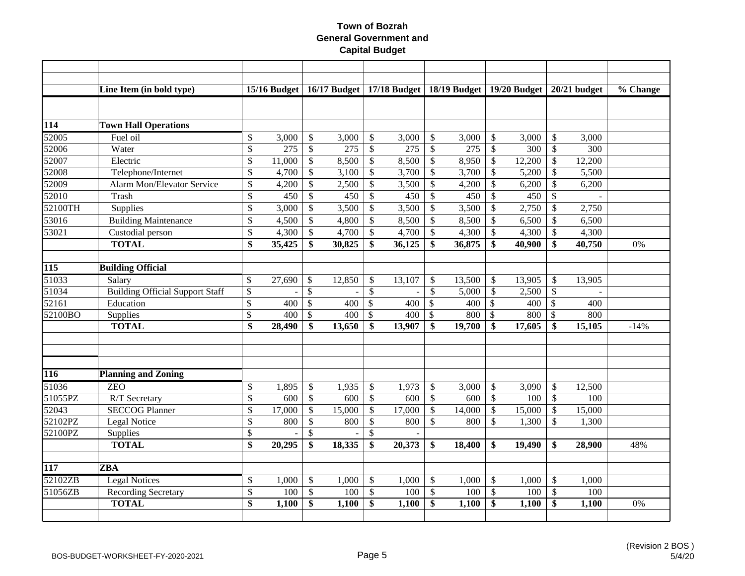# Town of Bozrah
## General Government and Capital Budget

| | Line Item (in bold type) | 15/16 Budget | 16/17 Budget | 17/18 Budget | 18/19 Budget | 19/20 Budget | 20/21 budget | % Change |
|---|---|---|---|---|---|---|---|---|
| **114** | **Town Hall Operations** | | | | | | | |
| 52005 | Fuel oil | $ 3,000 | $ 3,000 | $ 3,000 | $ 3,000 | $ 3,000 | $ 3,000 | |
| 52006 | Water | $ 275 | $ 275 | $ 275 | $ 275 | $ 300 | $ 300 | |
| 52007 | Electric | $ 11,000 | $ 8,500 | $ 8,500 | $ 8,950 | $ 12,200 | $ 12,200 | |
| 52008 | Telephone/Internet | $ 4,700 | $ 3,100 | $ 3,700 | $ 3,700 | $ 5,200 | $ 5,500 | |
| 52009 | Alarm Mon/Elevator Service | $ 4,200 | $ 2,500 | $ 3,500 | $ 4,200 | $ 6,200 | $ 6,200 | |
| 52010 | Trash | $ 450 | $ 450 | $ 450 | $ 450 | $ 450 | $ - | |
| 52100TH | Supplies | $ 3,000 | $ 3,500 | $ 3,500 | $ 3,500 | $ 2,750 | $ 2,750 | |
| 53016 | Building Maintenance | $ 4,500 | $ 4,800 | $ 8,500 | $ 8,500 | $ 6,500 | $ 6,500 | |
| 53021 | Custodial person | $ 4,300 | $ 4,700 | $ 4,700 | $ 4,300 | $ 4,300 | $ 4,300 | |
| | **TOTAL** | **$ 35,425** | **$ 30,825** | **$ 36,125** | **$ 36,875** | **$ 40,900** | **$ 40,750** | 0% |
| **115** | **Building Official** | | | | | | | |
| 51033 | Salary | $ 27,690 | $ 12,850 | $ 13,107 | $ 13,500 | $ 13,905 | $ 13,905 | |
| 51034 | Building Official Support Staff | $ - | $ - | $ - | $ 5,000 | $ 2,500 | $ - | |
| 52161 | Education | $ 400 | $ 400 | $ 400 | $ 400 | $ 400 | $ 400 | |
| 52100BO | Supplies | $ 400 | $ 400 | $ 400 | $ 800 | $ 800 | $ 800 | |
| | **TOTAL** | **$ 28,490** | **$ 13,650** | **$ 13,907** | **$ 19,700** | **$ 17,605** | **$ 15,105** | -14% |
| **116** | **Planning and Zoning** | | | | | | | |
| 51036 | ZEO | $ 1,895 | $ 1,935 | $ 1,973 | $ 3,000 | $ 3,090 | $ 12,500 | |
| 51055PZ | R/T Secretary | $ 600 | $ 600 | $ 600 | $ 600 | $ 100 | $ 100 | |
| 52043 | SECCOG Planner | $ 17,000 | $ 15,000 | $ 17,000 | $ 14,000 | $ 15,000 | $ 15,000 | |
| 52102PZ | Legal Notice | $ 800 | $ 800 | $ 800 | $ 800 | $ 1,300 | $ 1,300 | |
| 52100PZ | Supplies | $ - | $ - | $ - | | | | |
| | **TOTAL** | **$ 20,295** | **$ 18,335** | **$ 20,373** | **$ 18,400** | **$ 19,490** | **$ 28,900** | 48% |
| **117** | **ZBA** | | | | | | | |
| 52102ZB | Legal Notices | $ 1,000 | $ 1,000 | $ 1,000 | $ 1,000 | $ 1,000 | $ 1,000 | |
| 51056ZB | Recording Secretary | $ 100 | $ 100 | $ 100 | $ 100 | $ 100 | $ 100 | |
| | **TOTAL** | **$ 1,100** | **$ 1,100** | **$ 1,100** | **$ 1,100** | **$ 1,100** | **$ 1,100** | 0% |

BOS-BUDGET-WORKSHEET-FY-2020-2021

(Revision 2 BOS )
5/4/20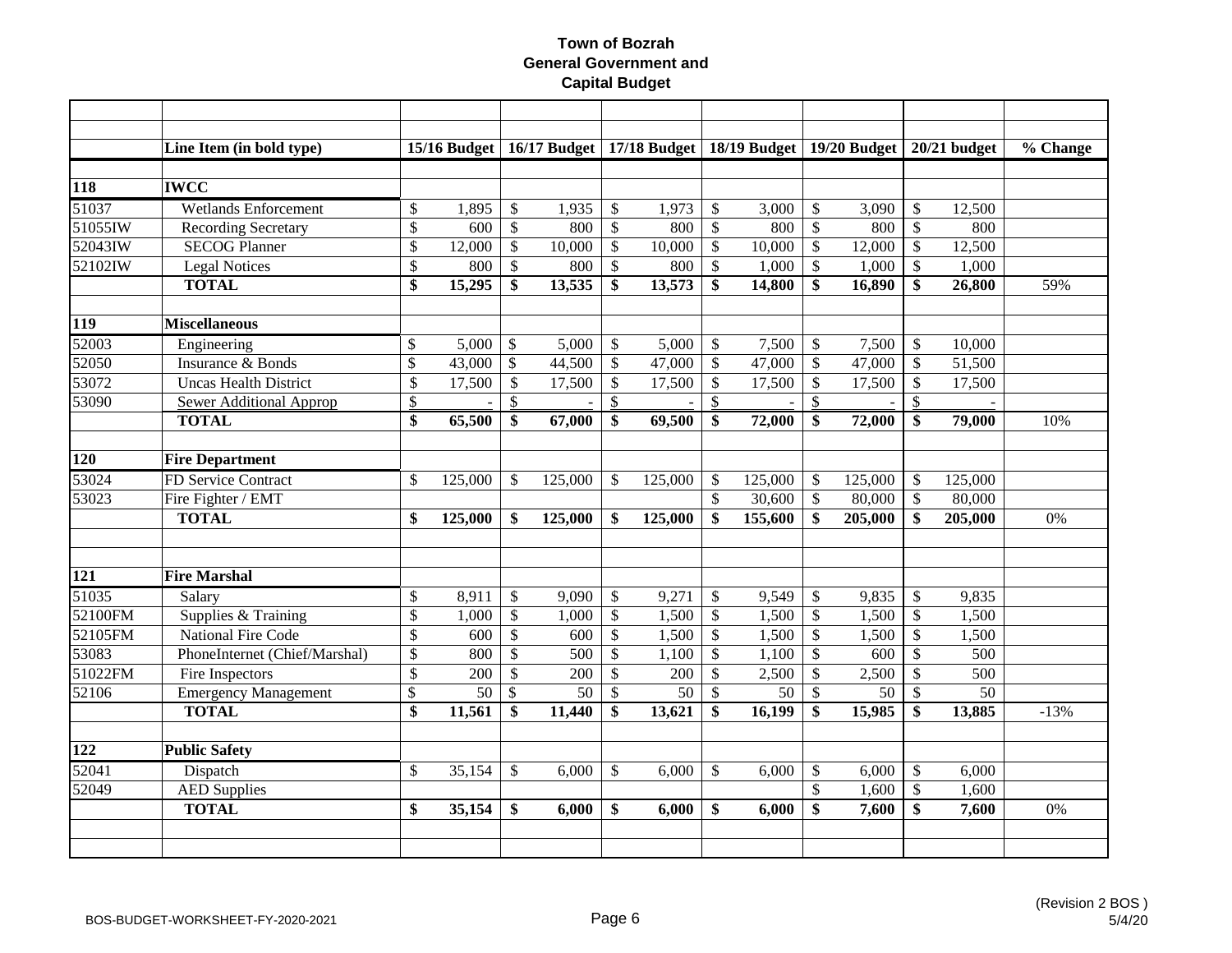**Town of Bozrah**
**General Government and**
**Capital Budget**

| | Line Item (in bold type) | 15/16 Budget | 16/17 Budget | 17/18 Budget | 18/19 Budget | 19/20 Budget | 20/21 budget | % Change |
|---|---|---|---|---|---|---|---|---|
| **118** | **IWCC** | | | | | | | |
| 51037 | Wetlands Enforcement | $ 1,895 | $ 1,935 | $ 1,973 | $ 3,000 | $ 3,090 | $ 12,500 | |
| 51055IW | Recording Secretary | $ 600 | $ 800 | $ 800 | $ 800 | $ 800 | $ 800 | |
| 52043IW | SECOG Planner | $ 12,000 | $ 10,000 | $ 10,000 | $ 10,000 | $ 12,000 | $ 12,500 | |
| 52102IW | Legal Notices | $ 800 | $ 800 | $ 800 | $ 1,000 | $ 1,000 | $ 1,000 | |
| | **TOTAL** | **$ 15,295** | **$ 13,535** | **$ 13,573** | **$ 14,800** | **$ 16,890** | **$ 26,800** | 59% |
| **119** | **Miscellaneous** | | | | | | | |
| 52003 | Engineering | $ 5,000 | $ 5,000 | $ 5,000 | $ 7,500 | $ 7,500 | $ 10,000 | |
| 52050 | Insurance & Bonds | $ 43,000 | $ 44,500 | $ 47,000 | $ 47,000 | $ 47,000 | $ 51,500 | |
| 53072 | Uncas Health District | $ 17,500 | $ 17,500 | $ 17,500 | $ 17,500 | $ 17,500 | $ 17,500 | |
| 53090 | Sewer Additional Approp | $ - | $ - | $ - | $ - | $ - | $ - | |
| | **TOTAL** | **$ 65,500** | **$ 67,000** | **$ 69,500** | **$ 72,000** | **$ 72,000** | **$ 79,000** | 10% |
| **120** | **Fire Department** | | | | | | | |
| 53024 | FD Service Contract | $ 125,000 | $ 125,000 | $ 125,000 | $ 125,000 | $ 125,000 | $ 125,000 | |
| 53023 | Fire Fighter / EMT | | | | $ 30,600 | $ 80,000 | $ 80,000 | |
| | **TOTAL** | **$ 125,000** | **$ 125,000** | **$ 125,000** | **$ 155,600** | **$ 205,000** | **$ 205,000** | 0% |
| **121** | **Fire Marshal** | | | | | | | |
| 51035 | Salary | $ 8,911 | $ 9,090 | $ 9,271 | $ 9,549 | $ 9,835 | $ 9,835 | |
| 52100FM | Supplies & Training | $ 1,000 | $ 1,000 | $ 1,500 | $ 1,500 | $ 1,500 | $ 1,500 | |
| 52105FM | National Fire Code | $ 600 | $ 600 | $ 1,500 | $ 1,500 | $ 1,500 | $ 1,500 | |
| 53083 | PhoneInternet (Chief/Marshal) | $ 800 | $ 500 | $ 1,100 | $ 1,100 | $ 600 | $ 500 | |
| 51022FM | Fire Inspectors | $ 200 | $ 200 | $ 200 | $ 2,500 | $ 2,500 | $ 500 | |
| 52106 | Emergency Management | $ 50 | $ 50 | $ 50 | $ 50 | $ 50 | $ 50 | |
| | **TOTAL** | **$ 11,561** | **$ 11,440** | **$ 13,621** | **$ 16,199** | **$ 15,985** | **$ 13,885** | -13% |
| **122** | **Public Safety** | | | | | | | |
| 52041 | Dispatch | $ 35,154 | $ 6,000 | $ 6,000 | $ 6,000 | $ 6,000 | $ 6,000 | |
| 52049 | AED Supplies | | | | | $ 1,600 | $ 1,600 | |
| | **TOTAL** | **$ 35,154** | **$ 6,000** | **$ 6,000** | **$ 6,000** | **$ 7,600** | **$ 7,600** | 0% |

BOS-BUDGET-WORKSHEET-FY-2020-2021

(Revision 2 BOS )
5/4/20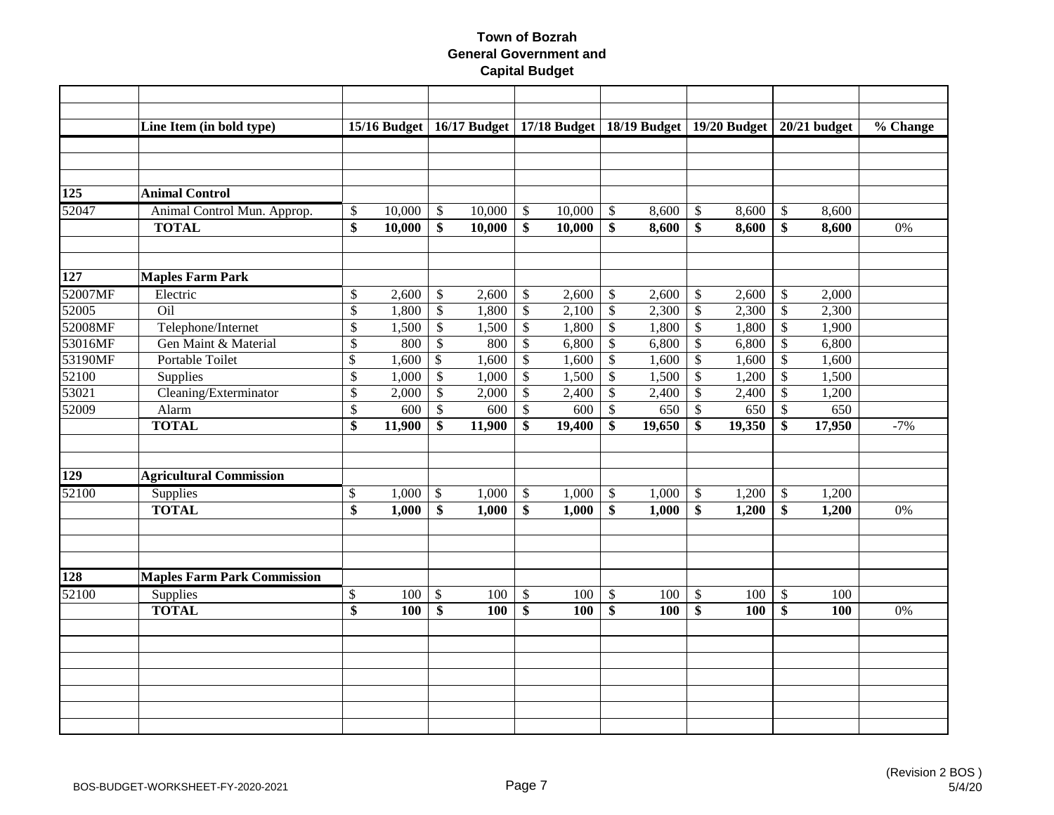# Town of Bozrah
## General Government and Capital Budget

| | Line Item (in bold type) | 15/16 Budget | 16/17 Budget | 17/18 Budget | 18/19 Budget | 19/20 Budget | 20/21 budget | % Change |
|---|---|---|---|---|---|---|---|---|
| **125** | **Animal Control** | | | | | | | |
| 52047 | Animal Control Mun. Approp. | $ 10,000 | $ 10,000 | $ 10,000 | $ 8,600 | $ 8,600 | $ 8,600 | |
| | **TOTAL** | **$ 10,000** | **$ 10,000** | **$ 10,000** | **$ 8,600** | **$ 8,600** | **$ 8,600** | 0% |
| **127** | **Maples Farm Park** | | | | | | | |
| 52007MF | Electric | $ 2,600 | $ 2,600 | $ 2,600 | $ 2,600 | $ 2,600 | $ 2,000 | |
| 52005 | Oil | $ 1,800 | $ 1,800 | $ 2,100 | $ 2,300 | $ 2,300 | $ 2,300 | |
| 52008MF | Telephone/Internet | $ 1,500 | $ 1,500 | $ 1,800 | $ 1,800 | $ 1,800 | $ 1,900 | |
| 53016MF | Gen Maint & Material | $ 800 | $ 800 | $ 6,800 | $ 6,800 | $ 6,800 | $ 6,800 | |
| 53190MF | Portable Toilet | $ 1,600 | $ 1,600 | $ 1,600 | $ 1,600 | $ 1,600 | $ 1,600 | |
| 52100 | Supplies | $ 1,000 | $ 1,000 | $ 1,500 | $ 1,500 | $ 1,200 | $ 1,500 | |
| 53021 | Cleaning/Exterminator | $ 2,000 | $ 2,000 | $ 2,400 | $ 2,400 | $ 2,400 | $ 1,200 | |
| 52009 | Alarm | $ 600 | $ 600 | $ 600 | $ 650 | $ 650 | $ 650 | |
| | **TOTAL** | **$ 11,900** | **$ 11,900** | **$ 19,400** | **$ 19,650** | **$ 19,350** | **$ 17,950** | -7% |
| **129** | **Agricultural Commission** | | | | | | | |
| 52100 | Supplies | $ 1,000 | $ 1,000 | $ 1,000 | $ 1,000 | $ 1,200 | $ 1,200 | |
| | **TOTAL** | **$ 1,000** | **$ 1,000** | **$ 1,000** | **$ 1,000** | **$ 1,200** | **$ 1,200** | 0% |
| **128** | **Maples Farm Park Commission** | | | | | | | |
| 52100 | Supplies | $ 100 | $ 100 | $ 100 | $ 100 | $ 100 | $ 100 | |
| | **TOTAL** | **$ 100** | **$ 100** | **$ 100** | **$ 100** | **$ 100** | **$ 100** | 0% |

BOS-BUDGET-WORKSHEET-FY-2020-2021

(Revision 2 BOS )
5/4/20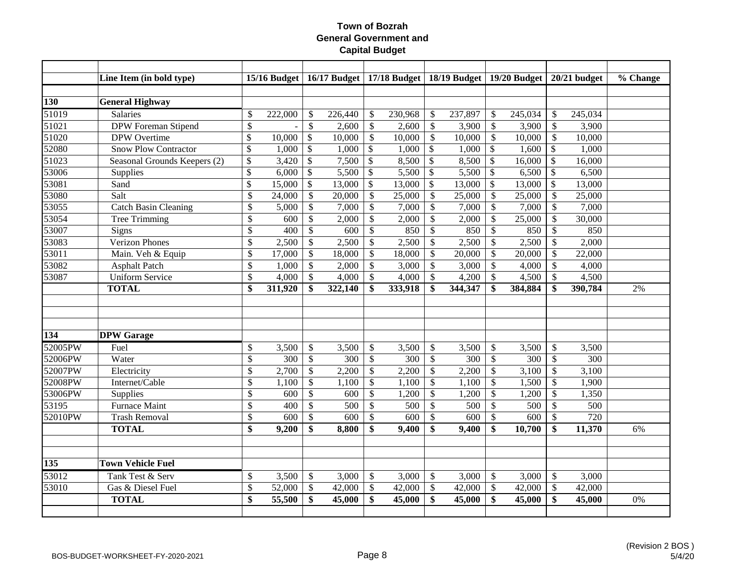# Town of Bozrah
## General Government and
## Capital Budget

| | Line Item (in bold type) | 15/16 Budget | 16/17 Budget | 17/18 Budget | 18/19 Budget | 19/20 Budget | 20/21 budget | % Change |
|---|---|---|---|---|---|---|---|---|
| **130** | **General Highway** | | | | | | | |
| 51019 | Salaries | $ 222,000 | $ 226,440 | $ 230,968 | $ 237,897 | $ 245,034 | $ 245,034 | |
| 51021 | DPW Foreman Stipend | $ - | $ 2,600 | $ 2,600 | $ 3,900 | $ 3,900 | $ 3,900 | |
| 51020 | DPW Overtime | $ 10,000 | $ 10,000 | $ 10,000 | $ 10,000 | $ 10,000 | $ 10,000 | |
| 52080 | Snow Plow Contractor | $ 1,000 | $ 1,000 | $ 1,000 | $ 1,000 | $ 1,600 | $ 1,000 | |
| 51023 | Seasonal Grounds Keepers (2) | $ 3,420 | $ 7,500 | $ 8,500 | $ 8,500 | $ 16,000 | $ 16,000 | |
| 53006 | Supplies | $ 6,000 | $ 5,500 | $ 5,500 | $ 5,500 | $ 6,500 | $ 6,500 | |
| 53081 | Sand | $ 15,000 | $ 13,000 | $ 13,000 | $ 13,000 | $ 13,000 | $ 13,000 | |
| 53080 | Salt | $ 24,000 | $ 20,000 | $ 25,000 | $ 25,000 | $ 25,000 | $ 25,000 | |
| 53055 | Catch Basin Cleaning | $ 5,000 | $ 7,000 | $ 7,000 | $ 7,000 | $ 7,000 | $ 7,000 | |
| 53054 | Tree Trimming | $ 600 | $ 2,000 | $ 2,000 | $ 2,000 | $ 25,000 | $ 30,000 | |
| 53007 | Signs | $ 400 | $ 600 | $ 850 | $ 850 | $ 850 | $ 850 | |
| 53083 | Verizon Phones | $ 2,500 | $ 2,500 | $ 2,500 | $ 2,500 | $ 2,500 | $ 2,000 | |
| 53011 | Main. Veh & Equip | $ 17,000 | $ 18,000 | $ 18,000 | $ 20,000 | $ 20,000 | $ 22,000 | |
| 53082 | Asphalt Patch | $ 1,000 | $ 2,000 | $ 3,000 | $ 3,000 | $ 4,000 | $ 4,000 | |
| 53087 | Uniform Service | $ 4,000 | $ 4,000 | $ 4,000 | $ 4,200 | $ 4,500 | $ 4,500 | |
| | **TOTAL** | **$ 311,920** | **$ 322,140** | **$ 333,918** | **$ 344,347** | **$ 384,884** | **$ 390,784** | 2% |
| | | | | | | | | |
| **134** | **DPW Garage** | | | | | | | |
| 52005PW | Fuel | $ 3,500 | $ 3,500 | $ 3,500 | $ 3,500 | $ 3,500 | $ 3,500 | |
| 52006PW | Water | $ 300 | $ 300 | $ 300 | $ 300 | $ 300 | $ 300 | |
| 52007PW | Electricity | $ 2,700 | $ 2,200 | $ 2,200 | $ 2,200 | $ 3,100 | $ 3,100 | |
| 52008PW | Internet/Cable | $ 1,100 | $ 1,100 | $ 1,100 | $ 1,100 | $ 1,500 | $ 1,900 | |
| 53006PW | Supplies | $ 600 | $ 600 | $ 1,200 | $ 1,200 | $ 1,200 | $ 1,350 | |
| 53195 | Furnace Maint | $ 400 | $ 500 | $ 500 | $ 500 | $ 500 | $ 500 | |
| 52010PW | Trash Removal | $ 600 | $ 600 | $ 600 | $ 600 | $ 600 | $ 720 | |
| | **TOTAL** | **$ 9,200** | **$ 8,800** | **$ 9,400** | **$ 9,400** | **$ 10,700** | **$ 11,370** | 6% |
| | | | | | | | | |
| **135** | **Town Vehicle Fuel** | | | | | | | |
| 53012 | Tank Test & Serv | $ 3,500 | $ 3,000 | $ 3,000 | $ 3,000 | $ 3,000 | $ 3,000 | |
| 53010 | Gas & Diesel Fuel | $ 52,000 | $ 42,000 | $ 42,000 | $ 42,000 | $ 42,000 | $ 42,000 | |
| | **TOTAL** | **$ 55,500** | **$ 45,000** | **$ 45,000** | **$ 45,000** | **$ 45,000** | **$ 45,000** | 0% |

BOS-BUDGET-WORKSHEET-FY-2020-2021

(Revision 2 BOS )
5/4/20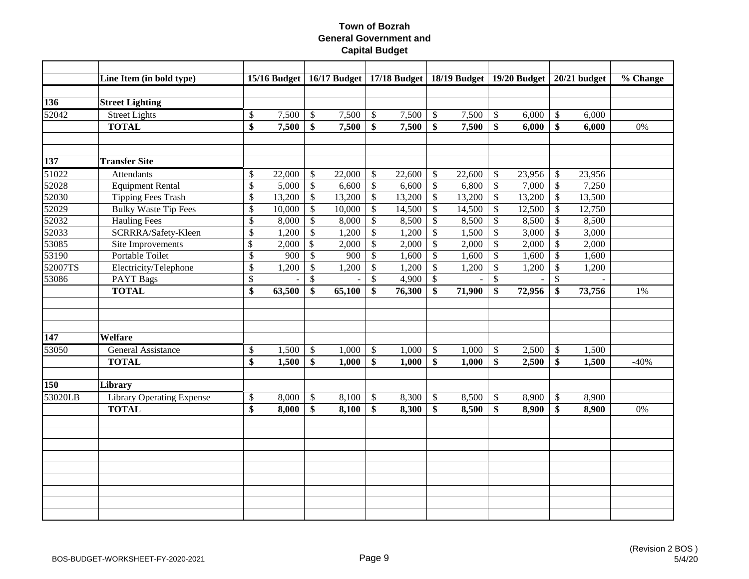# Town of Bozrah
## General Government and
## Capital Budget

| | Line Item (in bold type) | 15/16 Budget | 16/17 Budget | 17/18 Budget | 18/19 Budget | 19/20 Budget | 20/21 budget | % Change |
|---|---|---|---|---|---|---|---|---|
| **136** | **Street Lighting** | | | | | | | |
| 52042 | Street Lights | $ 7,500 | $ 7,500 | $ 7,500 | $ 7,500 | $ 6,000 | $ 6,000 | |
| | **TOTAL** | **$ 7,500** | **$ 7,500** | **$ 7,500** | **$ 7,500** | **$ 6,000** | **$ 6,000** | 0% |
| **137** | **Transfer Site** | | | | | | | |
| 51022 | Attendants | $ 22,000 | $ 22,000 | $ 22,600 | $ 22,600 | $ 23,956 | $ 23,956 | |
| 52028 | Equipment Rental | $ 5,000 | $ 6,600 | $ 6,600 | $ 6,800 | $ 7,000 | $ 7,250 | |
| 52030 | Tipping Fees Trash | $ 13,200 | $ 13,200 | $ 13,200 | $ 13,200 | $ 13,200 | $ 13,500 | |
| 52029 | Bulky Waste Tip Fees | $ 10,000 | $ 10,000 | $ 14,500 | $ 14,500 | $ 12,500 | $ 12,750 | |
| 52032 | Hauling Fees | $ 8,000 | $ 8,000 | $ 8,500 | $ 8,500 | $ 8,500 | $ 8,500 | |
| 52033 | SCRRRA/Safety-Kleen | $ 1,200 | $ 1,200 | $ 1,200 | $ 1,500 | $ 3,000 | $ 3,000 | |
| 53085 | Site Improvements | $ 2,000 | $ 2,000 | $ 2,000 | $ 2,000 | $ 2,000 | $ 2,000 | |
| 53190 | Portable Toilet | $ 900 | $ 900 | $ 1,600 | $ 1,600 | $ 1,600 | $ 1,600 | |
| 52007TS | Electricity/Telephone | $ 1,200 | $ 1,200 | $ 1,200 | $ 1,200 | $ 1,200 | $ 1,200 | |
| 53086 | PAYT Bags | $ - | $ - | $ 4,900 | $ - | $ - | $ - | |
| | **TOTAL** | **$ 63,500** | **$ 65,100** | **$ 76,300** | **$ 71,900** | **$ 72,956** | **$ 73,756** | 1% |
| **147** | **Welfare** | | | | | | | |
| 53050 | General Assistance | $ 1,500 | $ 1,000 | $ 1,000 | $ 1,000 | $ 2,500 | $ 1,500 | |
| | **TOTAL** | **$ 1,500** | **$ 1,000** | **$ 1,000** | **$ 1,000** | **$ 2,500** | **$ 1,500** | -40% |
| **150** | **Library** | | | | | | | |
| 53020LB | Library Operating Expense | $ 8,000 | $ 8,100 | $ 8,300 | $ 8,500 | $ 8,900 | $ 8,900 | |
| | **TOTAL** | **$ 8,000** | **$ 8,100** | **$ 8,300** | **$ 8,500** | **$ 8,900** | **$ 8,900** | 0% |

BOS-BUDGET-WORKSHEET-FY-2020-2021

(Revision 2 BOS )
5/4/20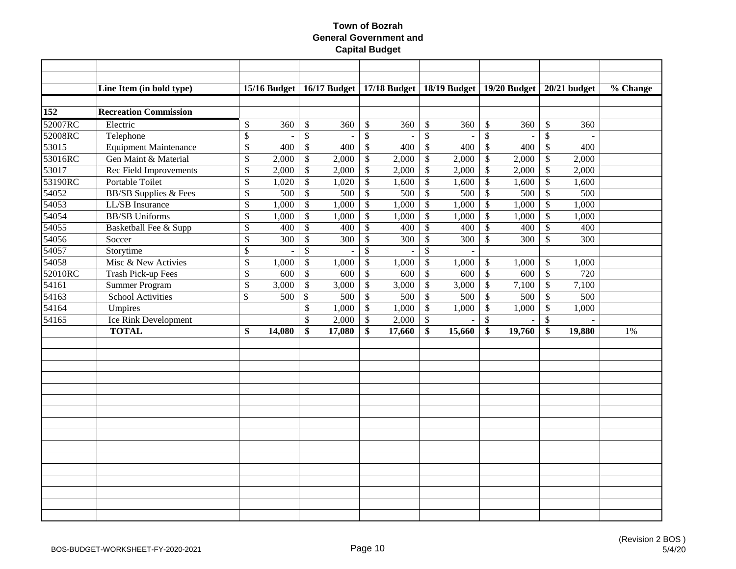# Town of Bozrah
## General Government and Capital Budget

| | Line Item (in bold type) | 15/16 Budget | 16/17 Budget | 17/18 Budget | 18/19 Budget | 19/20 Budget | 20/21 budget | % Change |
|---|---|---|---|---|---|---|---|---|
| **152** | **Recreation Commission** | | | | | | | |
| 52007RC | Electric | $ 360 | $ 360 | $ 360 | $ 360 | $ 360 | $ 360 | |
| 52008RC | Telephone | $ - | $ - | $ - | $ - | $ - | $ - | |
| 53015 | Equipment Maintenance | $ 400 | $ 400 | $ 400 | $ 400 | $ 400 | $ 400 | |
| 53016RC | Gen Maint & Material | $ 2,000 | $ 2,000 | $ 2,000 | $ 2,000 | $ 2,000 | $ 2,000 | |
| 53017 | Rec Field Improvements | $ 2,000 | $ 2,000 | $ 2,000 | $ 2,000 | $ 2,000 | $ 2,000 | |
| 53190RC | Portable Toilet | $ 1,020 | $ 1,020 | $ 1,600 | $ 1,600 | $ 1,600 | $ 1,600 | |
| 54052 | BB/SB Supplies & Fees | $ 500 | $ 500 | $ 500 | $ 500 | $ 500 | $ 500 | |
| 54053 | LL/SB Insurance | $ 1,000 | $ 1,000 | $ 1,000 | $ 1,000 | $ 1,000 | $ 1,000 | |
| 54054 | BB/SB Uniforms | $ 1,000 | $ 1,000 | $ 1,000 | $ 1,000 | $ 1,000 | $ 1,000 | |
| 54055 | Basketball Fee & Supp | $ 400 | $ 400 | $ 400 | $ 400 | $ 400 | $ 400 | |
| 54056 | Soccer | $ 300 | $ 300 | $ 300 | $ 300 | $ 300 | $ 300 | |
| 54057 | Storytime | $ - | $ - | $ - | $ - | | | |
| 54058 | Misc & New Activies | $ 1,000 | $ 1,000 | $ 1,000 | $ 1,000 | $ 1,000 | $ 1,000 | |
| 52010RC | Trash Pick-up Fees | $ 600 | $ 600 | $ 600 | $ 600 | $ 600 | $ 720 | |
| 54161 | Summer Program | $ 3,000 | $ 3,000 | $ 3,000 | $ 3,000 | $ 7,100 | $ 7,100 | |
| 54163 | School Activities | $ 500 | $ 500 | $ 500 | $ 500 | $ 500 | $ 500 | |
| 54164 | Umpires | | $ 1,000 | $ 1,000 | $ 1,000 | $ 1,000 | $ 1,000 | |
| 54165 | Ice Rink Development | | $ 2,000 | $ 2,000 | $ - | $ - | $ - | |
| | **TOTAL** | **$ 14,080** | **$ 17,080** | **$ 17,660** | **$ 15,660** | **$ 19,760** | **$ 19,880** | 1% |

BOS-BUDGET-WORKSHEET-FY-2020-2021

(Revision 2 BOS )
5/4/20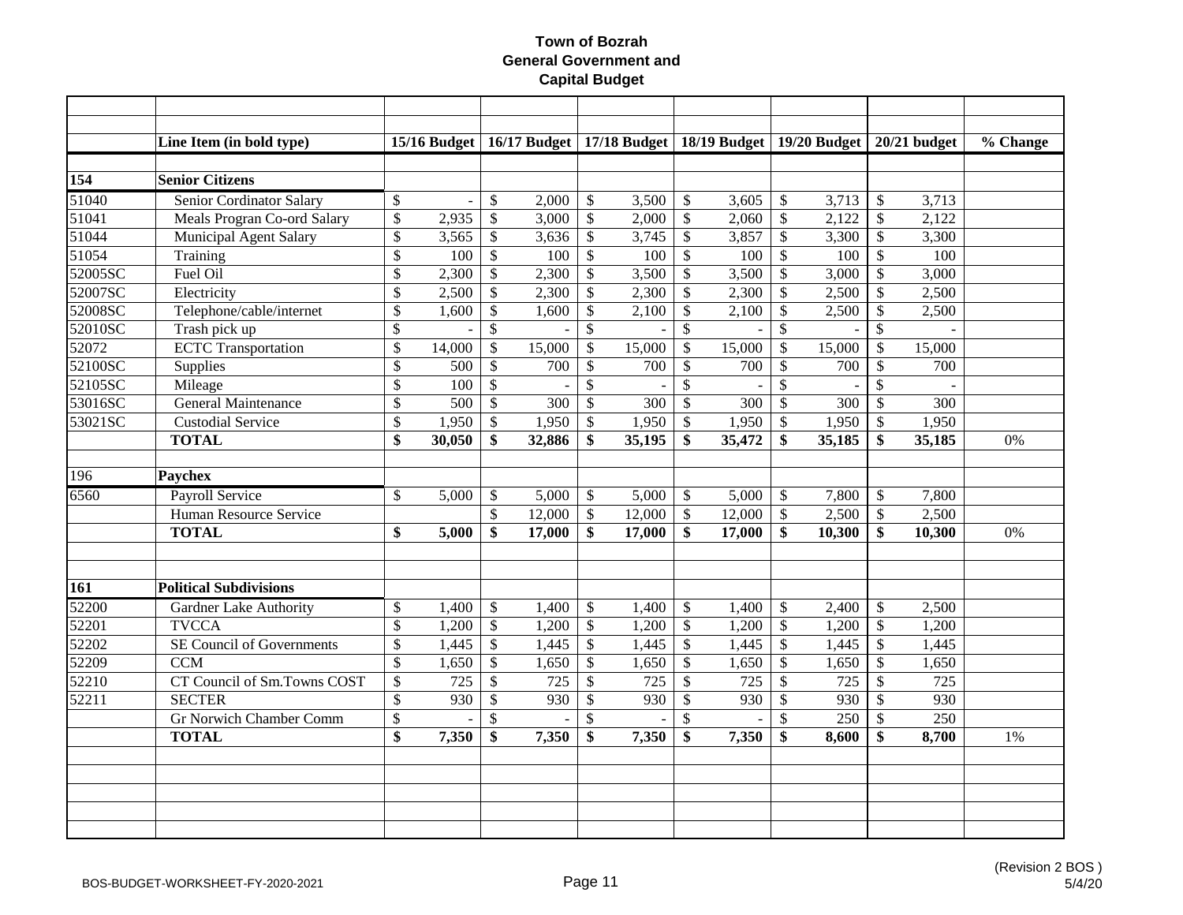# Town of Bozrah
## General Government and Capital Budget

| | Line Item (in bold type) | 15/16 Budget | 16/17 Budget | 17/18 Budget | 18/19 Budget | 19/20 Budget | 20/21 budget | % Change |
|---|---|---|---|---|---|---|---|---|
| **154** | **Senior Citizens** | | | | | | | |
| 51040 | Senior Cordinator Salary | $ - | $ 2,000 | $ 3,500 | $ 3,605 | $ 3,713 | $ 3,713 | |
| 51041 | Meals Progran Co-ord Salary | $ 2,935 | $ 3,000 | $ 2,000 | $ 2,060 | $ 2,122 | $ 2,122 | |
| 51044 | Municipal Agent Salary | $ 3,565 | $ 3,636 | $ 3,745 | $ 3,857 | $ 3,300 | $ 3,300 | |
| 51054 | Training | $ 100 | $ 100 | $ 100 | $ 100 | $ 100 | $ 100 | |
| 52005SC | Fuel Oil | $ 2,300 | $ 2,300 | $ 3,500 | $ 3,500 | $ 3,000 | $ 3,000 | |
| 52007SC | Electricity | $ 2,500 | $ 2,300 | $ 2,300 | $ 2,300 | $ 2,500 | $ 2,500 | |
| 52008SC | Telephone/cable/internet | $ 1,600 | $ 1,600 | $ 2,100 | $ 2,100 | $ 2,500 | $ 2,500 | |
| 52010SC | Trash pick up | $ - | $ - | $ - | $ - | $ - | $ - | |
| 52072 | ECTC Transportation | $ 14,000 | $ 15,000 | $ 15,000 | $ 15,000 | $ 15,000 | $ 15,000 | |
| 52100SC | Supplies | $ 500 | $ 700 | $ 700 | $ 700 | $ 700 | $ 700 | |
| 52105SC | Mileage | $ 100 | $ - | $ - | $ - | $ - | $ - | |
| 53016SC | General Maintenance | $ 500 | $ 300 | $ 300 | $ 300 | $ 300 | $ 300 | |
| 53021SC | Custodial Service | $ 1,950 | $ 1,950 | $ 1,950 | $ 1,950 | $ 1,950 | $ 1,950 | |
| | **TOTAL** | **$ 30,050** | **$ 32,886** | **$ 35,195** | **$ 35,472** | **$ 35,185** | **$ 35,185** | 0% |
| | | | | | | | | |
| 196 | **Paychex** | | | | | | | |
| 6560 | Payroll Service | $ 5,000 | $ 5,000 | $ 5,000 | $ 5,000 | $ 7,800 | $ 7,800 | |
| | Human Resource Service | | $ 12,000 | $ 12,000 | $ 12,000 | $ 2,500 | $ 2,500 | |
| | **TOTAL** | **$ 5,000** | **$ 17,000** | **$ 17,000** | **$ 17,000** | **$ 10,300** | **$ 10,300** | 0% |
| | | | | | | | | |
| **161** | **Political Subdivisions** | | | | | | | |
| 52200 | Gardner Lake Authority | $ 1,400 | $ 1,400 | $ 1,400 | $ 1,400 | $ 2,400 | $ 2,500 | |
| 52201 | TVCCA | $ 1,200 | $ 1,200 | $ 1,200 | $ 1,200 | $ 1,200 | $ 1,200 | |
| 52202 | SE Council of Governments | $ 1,445 | $ 1,445 | $ 1,445 | $ 1,445 | $ 1,445 | $ 1,445 | |
| 52209 | CCM | $ 1,650 | $ 1,650 | $ 1,650 | $ 1,650 | $ 1,650 | $ 1,650 | |
| 52210 | CT Council of Sm.Towns COST | $ 725 | $ 725 | $ 725 | $ 725 | $ 725 | $ 725 | |
| 52211 | SECTER | $ 930 | $ 930 | $ 930 | $ 930 | $ 930 | $ 930 | |
| | Gr Norwich Chamber Comm | $ - | $ - | $ - | $ - | $ 250 | $ 250 | |
| | **TOTAL** | **$ 7,350** | **$ 7,350** | **$ 7,350** | **$ 7,350** | **$ 8,600** | **$ 8,700** | 1% |

BOS-BUDGET-WORKSHEET-FY-2020-2021

(Revision 2 BOS)
5/4/20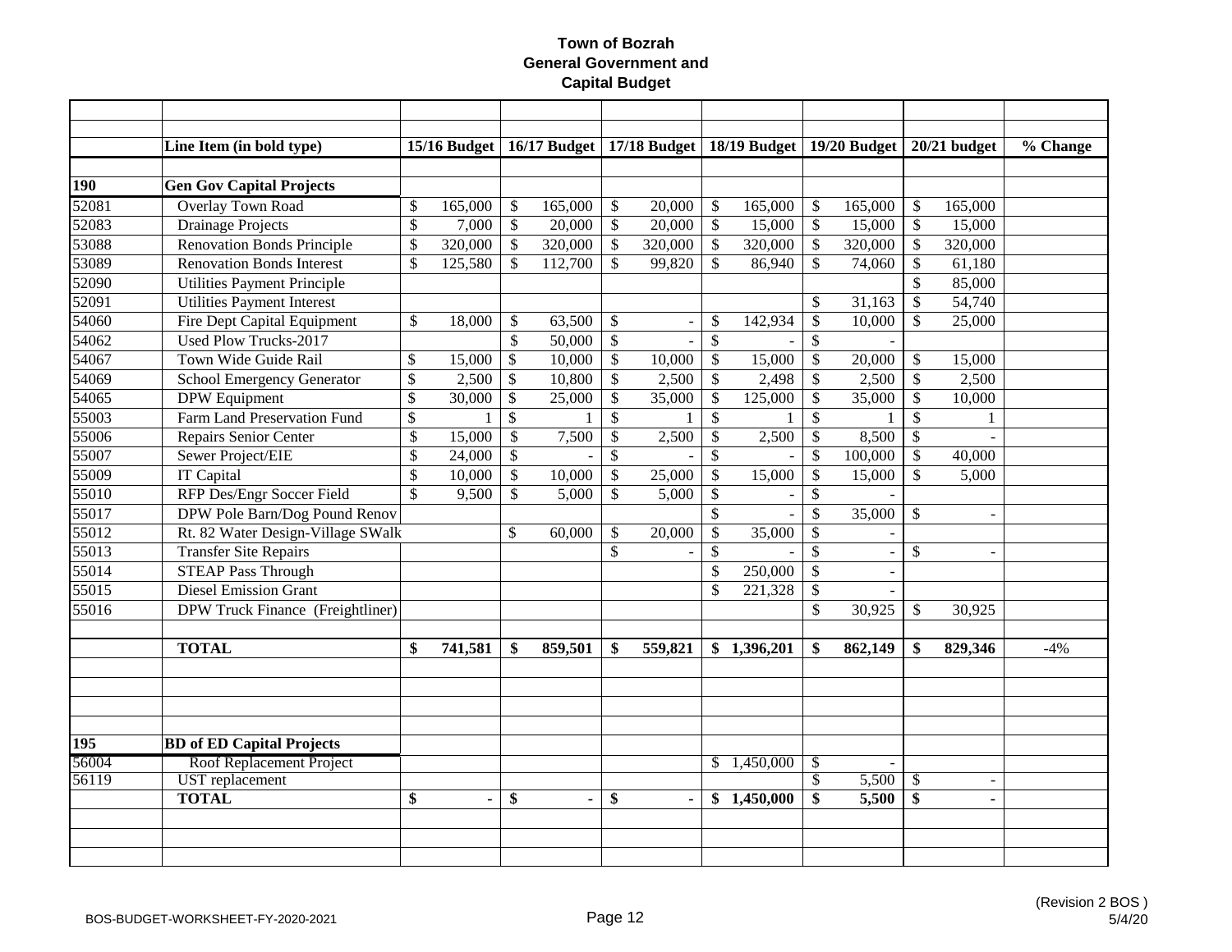# Town of Bozrah
## General Government and
## Capital Budget

| | Line Item (in bold type) | 15/16 Budget | 16/17 Budget | 17/18 Budget | 18/19 Budget | 19/20 Budget | 20/21 budget | % Change |
|---|---|---|---|---|---|---|---|---|
| **190** | **Gen Gov Capital Projects** | | | | | | | |
| 52081 | Overlay Town Road | $ 165,000 | $ 165,000 | $ 20,000 | $ 165,000 | $ 165,000 | $ 165,000 | |
| 52083 | Drainage Projects | $ 7,000 | $ 20,000 | $ 20,000 | $ 15,000 | $ 15,000 | $ 15,000 | |
| 53088 | Renovation Bonds Principle | $ 320,000 | $ 320,000 | $ 320,000 | $ 320,000 | $ 320,000 | $ 320,000 | |
| 53089 | Renovation Bonds Interest | $ 125,580 | $ 112,700 | $ 99,820 | $ 86,940 | $ 74,060 | $ 61,180 | |
| 52090 | Utilities Payment Principle | | | | | | $ 85,000 | |
| 52091 | Utilities Payment Interest | | | | | $ 31,163 | $ 54,740 | |
| 54060 | Fire Dept Capital Equipment | $ 18,000 | $ 63,500 | $ - | $ 142,934 | $ 10,000 | $ 25,000 | |
| 54062 | Used Plow Trucks-2017 | | $ 50,000 | $ - | $ - | $ - | | |
| 54067 | Town Wide Guide Rail | $ 15,000 | $ 10,000 | $ 10,000 | $ 15,000 | $ 20,000 | $ 15,000 | |
| 54069 | School Emergency Generator | $ 2,500 | $ 10,800 | $ 2,500 | $ 2,498 | $ 2,500 | $ 2,500 | |
| 54065 | DPW Equipment | $ 30,000 | $ 25,000 | $ 35,000 | $ 125,000 | $ 35,000 | $ 10,000 | |
| 55003 | Farm Land Preservation Fund | $ 1 | $ 1 | $ 1 | $ 1 | $ 1 | $ 1 | |
| 55006 | Repairs Senior Center | $ 15,000 | $ 7,500 | $ 2,500 | $ 2,500 | $ 8,500 | $ - | |
| 55007 | Sewer Project/EIE | $ 24,000 | $ - | $ - | $ - | $ 100,000 | $ 40,000 | |
| 55009 | IT Capital | $ 10,000 | $ 10,000 | $ 25,000 | $ 15,000 | $ 15,000 | $ 5,000 | |
| 55010 | RFP Des/Engr Soccer Field | $ 9,500 | $ 5,000 | $ 5,000 | $ - | $ - | | |
| 55017 | DPW Pole Barn/Dog Pound Renov | | | | $ - | $ 35,000 | $ - | |
| 55012 | Rt. 82 Water Design-Village SWalk | | $ 60,000 | $ 20,000 | $ 35,000 | $ - | | |
| 55013 | Transfer Site Repairs | | | $ - | $ - | $ - | $ - | |
| 55014 | STEAP Pass Through | | | | $ 250,000 | $ - | | |
| 55015 | Diesel Emission Grant | | | | $ 221,328 | $ - | | |
| 55016 | DPW Truck Finance (Freightliner) | | | | | $ 30,925 | $ 30,925 | |
| | **TOTAL** | **$ 741,581** | **$ 859,501** | **$ 559,821** | **$ 1,396,201** | **$ 862,149** | **$ 829,346** | -4% |
| **195** | **BD of ED Capital Projects** | | | | | | | |
| 56004 | Roof Replacement Project | | | | $ 1,450,000 | $ - | | |
| 56119 | UST replacement | | | | | $ 5,500 | $ - | |
| | **TOTAL** | **$ -** | **$ -** | **$ -** | **$ 1,450,000** | **$ 5,500** | **$ -** | |

BOS-BUDGET-WORKSHEET-FY-2020-2021

(Revision 2 BOS )
5/4/20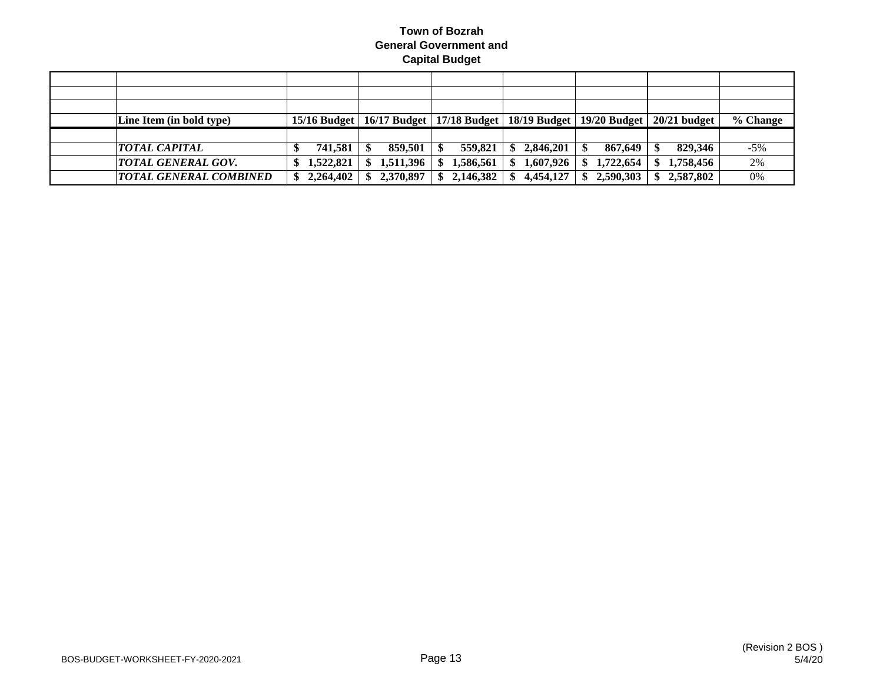**Town of Bozrah**
**General Government and**
**Capital Budget**

| | Line Item (in bold type) | 15/16 Budget | 16/17 Budget | 17/18 Budget | 18/19 Budget | 19/20 Budget | 20/21 budget | % Change |
|---|---|---|---|---|---|---|---|---|
| | | | | | | | | |
| | ***TOTAL CAPITAL*** | **$ 741,581** | **$ 859,501** | **$ 559,821** | **$ 2,846,201** | **$ 867,649** | **$ 829,346** | -5% |
| | ***TOTAL GENERAL GOV.*** | **$ 1,522,821** | **$ 1,511,396** | **$ 1,586,561** | **$ 1,607,926** | **$ 1,722,654** | **$ 1,758,456** | 2% |
| | ***TOTAL GENERAL COMBINED*** | **$ 2,264,402** | **$ 2,370,897** | **$ 2,146,382** | **$ 4,454,127** | **$ 2,590,303** | **$ 2,587,802** | 0% |

BOS-BUDGET-WORKSHEET-FY-2020-2021

(Revision 2 BOS )
5/4/20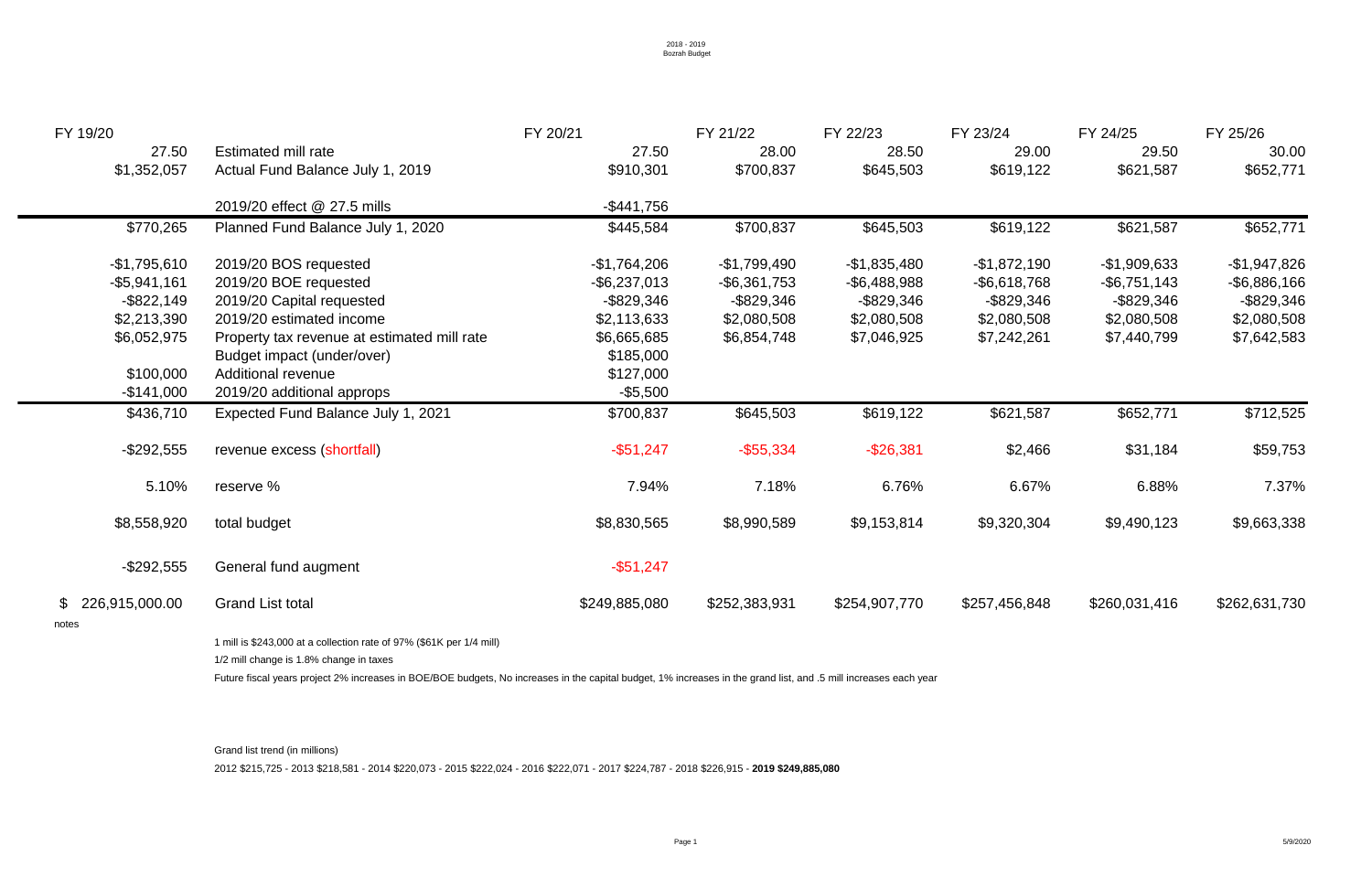2018 - 2019
Bozrah Budget

| FY 19/20 | | FY 20/21 | FY 21/22 | FY 22/23 | FY 23/24 | FY 24/25 | FY 25/26 |
|---|---|---|---|---|---|---|---|
| 27.50 | Estimated mill rate | 27.50 | 28.00 | 28.50 | 29.00 | 29.50 | 30.00 |
| $1,352,057 | Actual Fund Balance July 1, 2019 | $910,301 | $700,837 | $645,503 | $619,122 | $621,587 | $652,771 |
| | 2019/20 effect @ 27.5 mills | -$441,756 | | | | | |
| $770,265 | Planned Fund Balance July 1, 2020 | $445,584 | $700,837 | $645,503 | $619,122 | $621,587 | $652,771 |
| -$1,795,610 | 2019/20 BOS requested | -$1,764,206 | -$1,799,490 | -$1,835,480 | -$1,872,190 | -$1,909,633 | -$1,947,826 |
| -$5,941,161 | 2019/20 BOE requested | -$6,237,013 | -$6,361,753 | -$6,488,988 | -$6,618,768 | -$6,751,143 | -$6,886,166 |
| -$822,149 | 2019/20 Capital requested | -$829,346 | -$829,346 | -$829,346 | -$829,346 | -$829,346 | -$829,346 |
| $2,213,390 | 2019/20 estimated income | $2,113,633 | $2,080,508 | $2,080,508 | $2,080,508 | $2,080,508 | $2,080,508 |
| $6,052,975 | Property tax revenue at estimated mill rate | $6,665,685 | $6,854,748 | $7,046,925 | $7,242,261 | $7,440,799 | $7,642,583 |
| | Budget impact (under/over) | $185,000 | | | | | |
| $100,000 | Additional revenue | $127,000 | | | | | |
| -$141,000 | 2019/20 additional approps | -$5,500 | | | | | |
| $436,710 | Expected Fund Balance July 1, 2021 | $700,837 | $645,503 | $619,122 | $621,587 | $652,771 | $712,525 |
| -$292,555 | revenue excess (shortfall) | -$51,247 | -$55,334 | -$26,381 | $2,466 | $31,184 | $59,753 |
| 5.10% | reserve % | 7.94% | 7.18% | 6.76% | 6.67% | 6.88% | 7.37% |
| $8,558,920 | total budget | $8,830,565 | $8,990,589 | $9,153,814 | $9,320,304 | $9,490,123 | $9,663,338 |
| -$292,555 | General fund augment | -$51,247 | | | | | |
| $ 226,915,000.00 | Grand List total | $249,885,080 | $252,383,931 | $254,907,770 | $257,456,848 | $260,031,416 | $262,631,730 |

notes

1 mill is $243,000 at a collection rate of 97% ($61K per 1/4 mill)

1/2 mill change is 1.8% change in taxes

Future fiscal years project 2% increases in BOE/BOE budgets, No increases in the capital budget, 1% increases in the grand list, and .5 mill increases each year

Grand list trend (in millions)

2012 $215,725 - 2013 $218,581 - 2014 $220,073 - 2015 $222,024 - 2016 $222,071 - 2017 $224,787 - 2018 $226,915 - **2019 $249,885,080**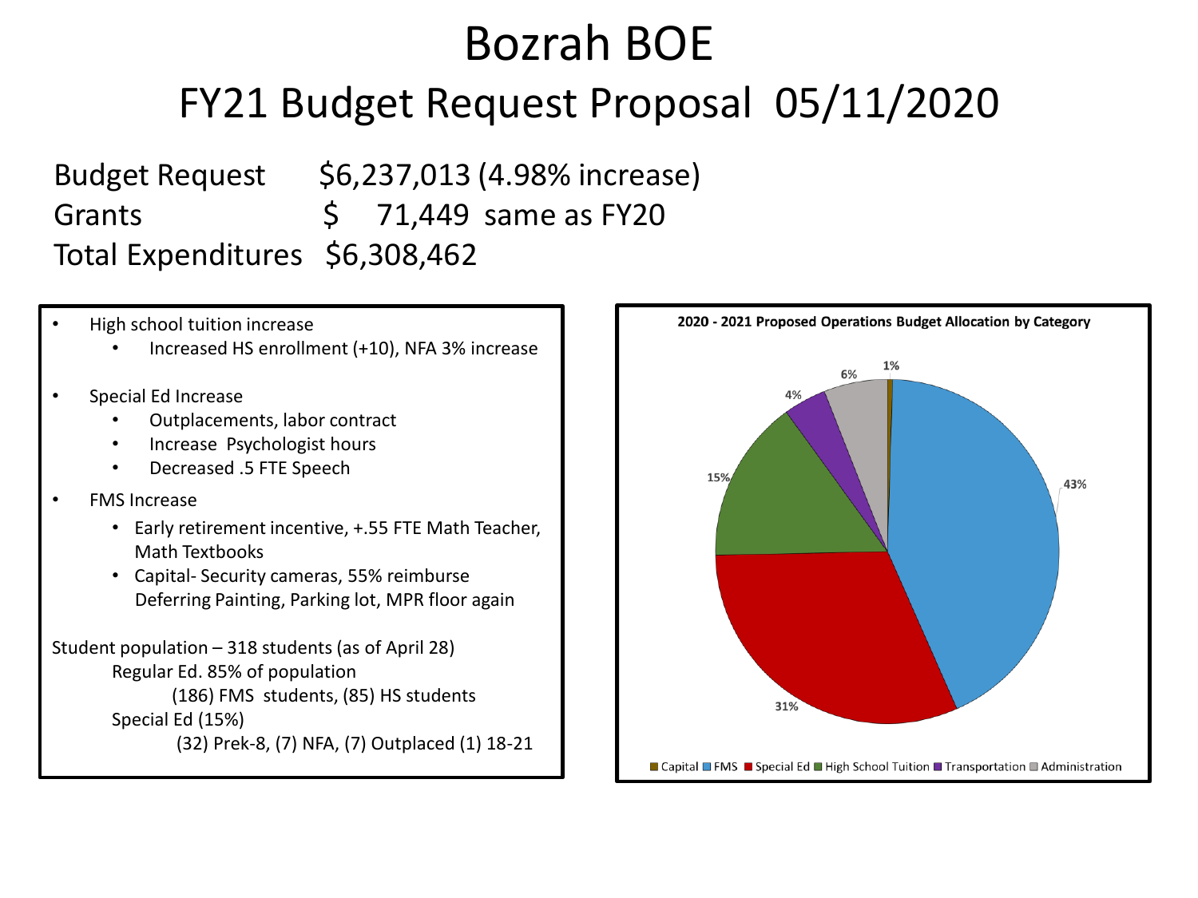# Bozrah BOE

## FY21 Budget Request Proposal 05/11/2020

Budget Request $6,237,013 (4.98% increase)
Grants $ 71,449 same as FY20
Total Expenditures $6,308,462

- High school tuition increase
  - Increased HS enrollment (+10), NFA 3% increase
- Special Ed Increase
  - Outplacements, labor contract
  - Increase Psychologist hours
  - Decreased .5 FTE Speech
- FMS Increase
  - Early retirement incentive, +.55 FTE Math Teacher, Math Textbooks
  - Capital- Security cameras, 55% reimburse Deferring Painting, Parking lot, MPR floor again

Student population – 318 students (as of April 28)
Regular Ed. 85% of population
(186) FMS students, (85) HS students
Special Ed (15%)
(32) Prek-8, (7) NFA, (7) Outplaced (1) 18-21

**2020 - 2021 Proposed Operations Budget Allocation by Category**

| Category | Percent |
|---|---|
| Capital | 1% |
| FMS | 43% |
| Special Ed | 31% |
| High School Tuition | 15% |
| Transportation | 4% |
| Administration | 6% |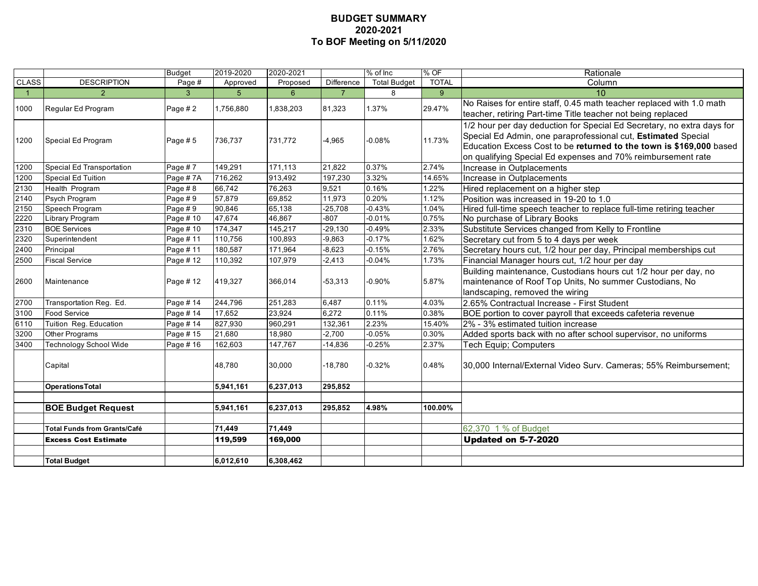# BUDGET SUMMARY
# 2020-2021
# To BOF Meeting on 5/11/2020

| | | Budget | 2019-2020 | 2020-2021 | | % of Inc | % OF | Rationale |
|---|---|---|---|---|---|---|---|---|
| CLASS | DESCRIPTION | Page # | Approved | Proposed | Difference | Total Budget | TOTAL | Column |
| 1 | 2 | 3 | 5 | 6 | 7 | 8 | 9 | 10 |
| 1000 | Regular Ed Program | Page # 2 | 1,756,880 | 1,838,203 | 81,323 | 1.37% | 29.47% | No Raises for entire staff, 0.45 math teacher replaced with 1.0 math teacher, retiring Part-time Title teacher not being replaced |
| 1200 | Special Ed Program | Page # 5 | 736,737 | 731,772 | -4,965 | -0.08% | 11.73% | 1/2 hour per day deduction for Special Ed Secretary, no extra days for Special Ed Admin, one paraprofessional cut, **Estimated** Special Education Excess Cost to be **returned to the town is $169,000** based on qualifying Special Ed expenses and 70% reimbursement rate |
| 1200 | Special Ed Transportation | Page # 7 | 149,291 | 171,113 | 21,822 | 0.37% | 2.74% | Increase in Outplacements |
| 1200 | Special Ed Tuition | Page # 7A | 716,262 | 913,492 | 197,230 | 3.32% | 14.65% | Increase in Outplacements |
| 2130 | Health Program | Page # 8 | 66,742 | 76,263 | 9,521 | 0.16% | 1.22% | Hired replacement on a higher step |
| 2140 | Psych Program | Page # 9 | 57,879 | 69,852 | 11,973 | 0.20% | 1.12% | Position was increased in 19-20 to 1.0 |
| 2150 | Speech Program | Page # 9 | 90,846 | 65,138 | -25,708 | -0.43% | 1.04% | Hired full-time speech teacher to replace full-time retiring teacher |
| 2220 | Library Program | Page # 10 | 47,674 | 46,867 | -807 | -0.01% | 0.75% | No purchase of Library Books |
| 2310 | BOE Services | Page # 10 | 174,347 | 145,217 | -29,130 | -0.49% | 2.33% | Substitute Services changed from Kelly to Frontline |
| 2320 | Superintendent | Page # 11 | 110,756 | 100,893 | -9,863 | -0.17% | 1.62% | Secretary cut from 5 to 4 days per week |
| 2400 | Principal | Page # 11 | 180,587 | 171,964 | -8,623 | -0.15% | 2.76% | Secretary hours cut, 1/2 hour per day, Principal memberships cut |
| 2500 | Fiscal Service | Page # 12 | 110,392 | 107,979 | -2,413 | -0.04% | 1.73% | Financial Manager hours cut, 1/2 hour per day |
| 2600 | Maintenance | Page # 12 | 419,327 | 366,014 | -53,313 | -0.90% | 5.87% | Building maintenance, Custodians hours cut 1/2 hour per day, no maintenance of Roof Top Units, No summer Custodians, No landscaping, removed the wiring |
| 2700 | Transportation Reg. Ed. | Page # 14 | 244,796 | 251,283 | 6,487 | 0.11% | 4.03% | 2.65% Contractual Increase - First Student |
| 3100 | Food Service | Page # 14 | 17,652 | 23,924 | 6,272 | 0.11% | 0.38% | BOE portion to cover payroll that exceeds cafeteria revenue |
| 6110 | Tuition Reg. Education | Page # 14 | 827,930 | 960,291 | 132,361 | 2.23% | 15.40% | 2% - 3% estimated tuition increase |
| 3200 | Other Programs | Page # 15 | 21,680 | 18,980 | -2,700 | -0.05% | 0.30% | Added sports back with no after school supervisor, no uniforms |
| 3400 | Technology School Wide | Page # 16 | 162,603 | 147,767 | -14,836 | -0.25% | 2.37% | Tech Equip; Computers |
| | Capital | | 48,780 | 30,000 | -18,780 | -0.32% | 0.48% | 30,000 Internal/External Video Surv. Cameras; 55% Reimbursement; |
| | **Operations Total** | | **5,941,161** | **6,237,013** | **295,852** | | | |
| | | | | | | | | |
| | **BOE Budget Request** | | **5,941,161** | **6,237,013** | **295,852** | **4.98%** | **100.00%** | |
| | | | | | | | | |
| | **Total Funds from Grants/Café** | | **71,449** | **71,449** | | | | 62,370 1 % of Budget |
| | **Excess Cost Estimate** | | **119,599** | **169,000** | | | | **Updated on 5-7-2020** |
| | | | | | | | | |
| | **Total Budget** | | **6,012,610** | **6,308,462** | | | | |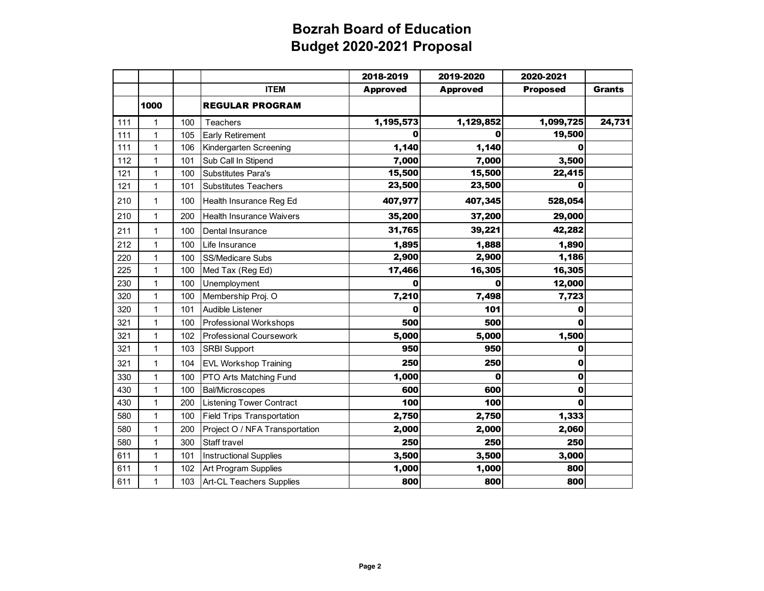# Bozrah Board of Education
## Budget 2020-2021 Proposal

| | | | | 2018-2019 | 2019-2020 | 2020-2021 | |
|---|---|---|---|---|---|---|---|
| | | | **ITEM** | **Approved** | **Approved** | **Proposed** | **Grants** |
| | **1000** | | **REGULAR PROGRAM** | | | | |
| 111 | 1 | 100 | Teachers | **1,195,573** | **1,129,852** | **1,099,725** | **24,731** |
| 111 | 1 | 105 | Early Retirement | **0** | **0** | **19,500** | |
| 111 | 1 | 106 | Kindergarten Screening | **1,140** | **1,140** | **0** | |
| 112 | 1 | 101 | Sub Call In Stipend | **7,000** | **7,000** | **3,500** | |
| 121 | 1 | 100 | Substitutes Para's | **15,500** | **15,500** | **22,415** | |
| 121 | 1 | 101 | Substitutes Teachers | **23,500** | **23,500** | **0** | |
| 210 | 1 | 100 | Health Insurance Reg Ed | **407,977** | **407,345** | **528,054** | |
| 210 | 1 | 200 | Health Insurance Waivers | **35,200** | **37,200** | **29,000** | |
| 211 | 1 | 100 | Dental Insurance | **31,765** | **39,221** | **42,282** | |
| 212 | 1 | 100 | Life Insurance | **1,895** | **1,888** | **1,890** | |
| 220 | 1 | 100 | SS/Medicare Subs | **2,900** | **2,900** | **1,186** | |
| 225 | 1 | 100 | Med Tax (Reg Ed) | **17,466** | **16,305** | **16,305** | |
| 230 | 1 | 100 | Unemployment | **0** | **0** | **12,000** | |
| 320 | 1 | 100 | Membership Proj. O | **7,210** | **7,498** | **7,723** | |
| 320 | 1 | 101 | Audible Listener | **0** | **101** | **0** | |
| 321 | 1 | 100 | Professional Workshops | **500** | **500** | **0** | |
| 321 | 1 | 102 | Professional Coursework | **5,000** | **5,000** | **1,500** | |
| 321 | 1 | 103 | SRBI Support | **950** | **950** | **0** | |
| 321 | 1 | 104 | EVL Workshop Training | **250** | **250** | **0** | |
| 330 | 1 | 100 | PTO Arts Matching Fund | **1,000** | **0** | **0** | |
| 430 | 1 | 100 | Bal/Microscopes | **600** | **600** | **0** | |
| 430 | 1 | 200 | Listening Tower Contract | **100** | **100** | **0** | |
| 580 | 1 | 100 | Field Trips Transportation | **2,750** | **2,750** | **1,333** | |
| 580 | 1 | 200 | Project O / NFA Transportation | **2,000** | **2,000** | **2,060** | |
| 580 | 1 | 300 | Staff travel | **250** | **250** | **250** | |
| 611 | 1 | 101 | Instructional Supplies | **3,500** | **3,500** | **3,000** | |
| 611 | 1 | 102 | Art Program Supplies | **1,000** | **1,000** | **800** | |
| 611 | 1 | 103 | Art-CL Teachers Supplies | **800** | **800** | **800** | |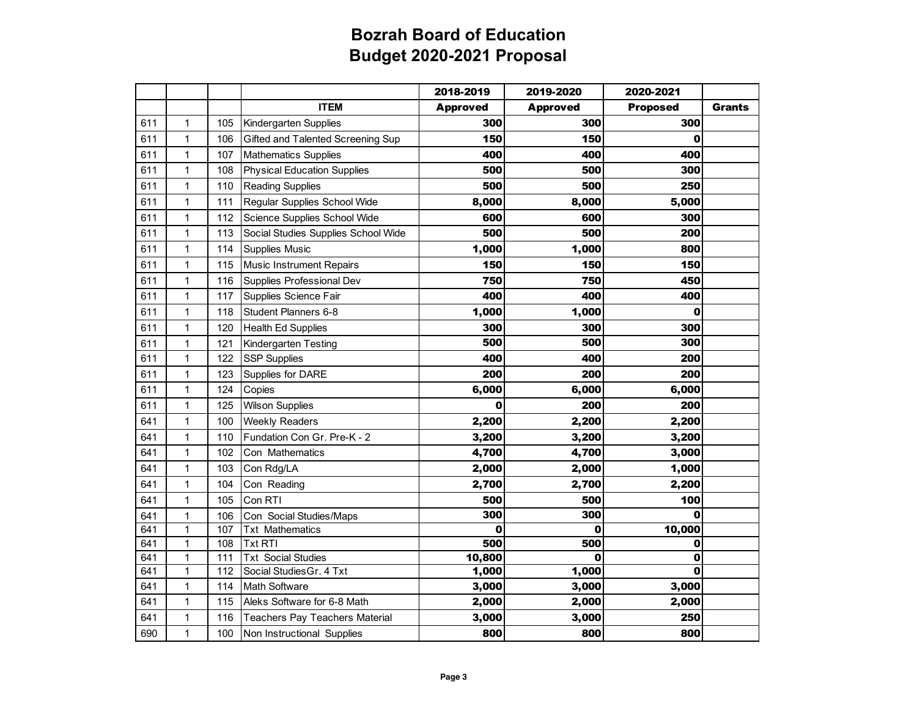# Bozrah Board of Education
## Budget 2020-2021 Proposal

| | | | | 2018-2019 | 2019-2020 | 2020-2021 | |
|---|---|---|---|---|---|---|---|
| | | | **ITEM** | **Approved** | **Approved** | **Proposed** | **Grants** |
| 611 | 1 | 105 | Kindergarten Supplies | **300** | **300** | **300** | |
| 611 | 1 | 106 | Gifted and Talented Screening Sup | **150** | **150** | **0** | |
| 611 | 1 | 107 | Mathematics Supplies | **400** | **400** | **400** | |
| 611 | 1 | 108 | Physical Education Supplies | **500** | **500** | **300** | |
| 611 | 1 | 110 | Reading Supplies | **500** | **500** | **250** | |
| 611 | 1 | 111 | Regular Supplies School Wide | **8,000** | **8,000** | **5,000** | |
| 611 | 1 | 112 | Science Supplies School Wide | **600** | **600** | **300** | |
| 611 | 1 | 113 | Social Studies Supplies School Wide | **500** | **500** | **200** | |
| 611 | 1 | 114 | Supplies Music | **1,000** | **1,000** | **800** | |
| 611 | 1 | 115 | Music Instrument Repairs | **150** | **150** | **150** | |
| 611 | 1 | 116 | Supplies Professional Dev | **750** | **750** | **450** | |
| 611 | 1 | 117 | Supplies Science Fair | **400** | **400** | **400** | |
| 611 | 1 | 118 | Student Planners 6-8 | **1,000** | **1,000** | **0** | |
| 611 | 1 | 120 | Health Ed Supplies | **300** | **300** | **300** | |
| 611 | 1 | 121 | Kindergarten Testing | **500** | **500** | **300** | |
| 611 | 1 | 122 | SSP Supplies | **400** | **400** | **200** | |
| 611 | 1 | 123 | Supplies for DARE | **200** | **200** | **200** | |
| 611 | 1 | 124 | Copies | **6,000** | **6,000** | **6,000** | |
| 611 | 1 | 125 | Wilson Supplies | **0** | **200** | **200** | |
| 641 | 1 | 100 | Weekly Readers | **2,200** | **2,200** | **2,200** | |
| 641 | 1 | 110 | Fundation Con Gr. Pre-K - 2 | **3,200** | **3,200** | **3,200** | |
| 641 | 1 | 102 | Con Mathematics | **4,700** | **4,700** | **3,000** | |
| 641 | 1 | 103 | Con Rdg/LA | **2,000** | **2,000** | **1,000** | |
| 641 | 1 | 104 | Con Reading | **2,700** | **2,700** | **2,200** | |
| 641 | 1 | 105 | Con RTI | **500** | **500** | **100** | |
| 641 | 1 | 106 | Con Social Studies/Maps | **300** | **300** | **0** | |
| 641 | 1 | 107 | Txt Mathematics | **0** | **0** | **10,000** | |
| 641 | 1 | 108 | Txt RTI | **500** | **500** | **0** | |
| 641 | 1 | 111 | Txt Social Studies | **10,800** | **0** | **0** | |
| 641 | 1 | 112 | Social StudiesGr. 4 Txt | **1,000** | **1,000** | **0** | |
| 641 | 1 | 114 | Math Software | **3,000** | **3,000** | **3,000** | |
| 641 | 1 | 115 | Aleks Software for 6-8 Math | **2,000** | **2,000** | **2,000** | |
| 641 | 1 | 116 | Teachers Pay Teachers Material | **3,000** | **3,000** | **250** | |
| 690 | 1 | 100 | Non Instructional Supplies | **800** | **800** | **800** | |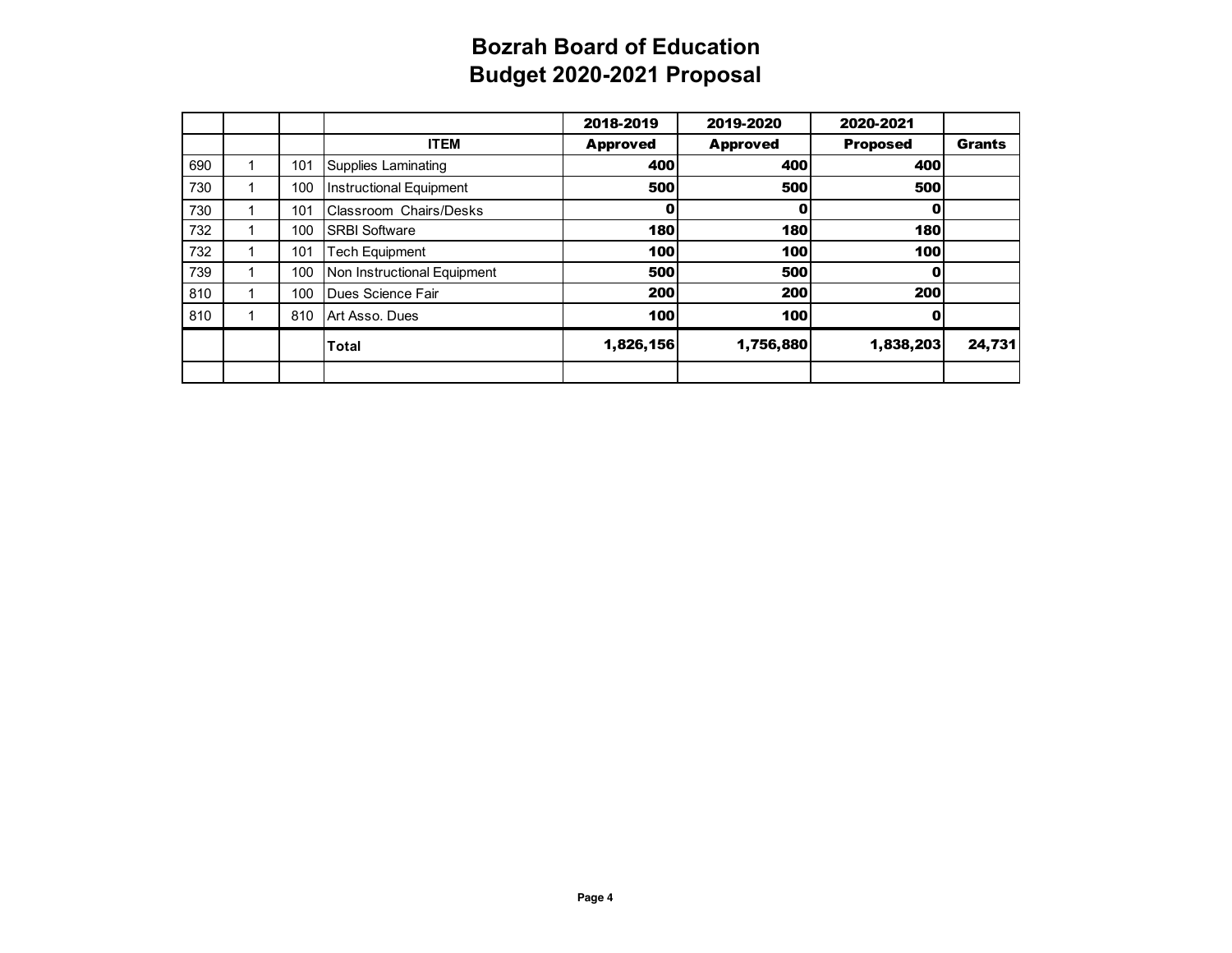# Bozrah Board of Education
# Budget 2020-2021 Proposal

| | | | | 2018-2019 | 2019-2020 | 2020-2021 | |
|---|---|---|---|---|---|---|---|
| | | | **ITEM** | **Approved** | **Approved** | **Proposed** | **Grants** |
| 690 | 1 | 101 | Supplies Laminating | **400** | **400** | **400** | |
| 730 | 1 | 100 | Instructional Equipment | **500** | **500** | **500** | |
| 730 | 1 | 101 | Classroom Chairs/Desks | **0** | **0** | **0** | |
| 732 | 1 | 100 | SRBI Software | **180** | **180** | **180** | |
| 732 | 1 | 101 | Tech Equipment | **100** | **100** | **100** | |
| 739 | 1 | 100 | Non Instructional Equipment | **500** | **500** | **0** | |
| 810 | 1 | 100 | Dues Science Fair | **200** | **200** | **200** | |
| 810 | 1 | 810 | Art Asso. Dues | **100** | **100** | **0** | |
| | | | **Total** | **1,826,156** | **1,756,880** | **1,838,203** | **24,731** |
| | | | | | | | |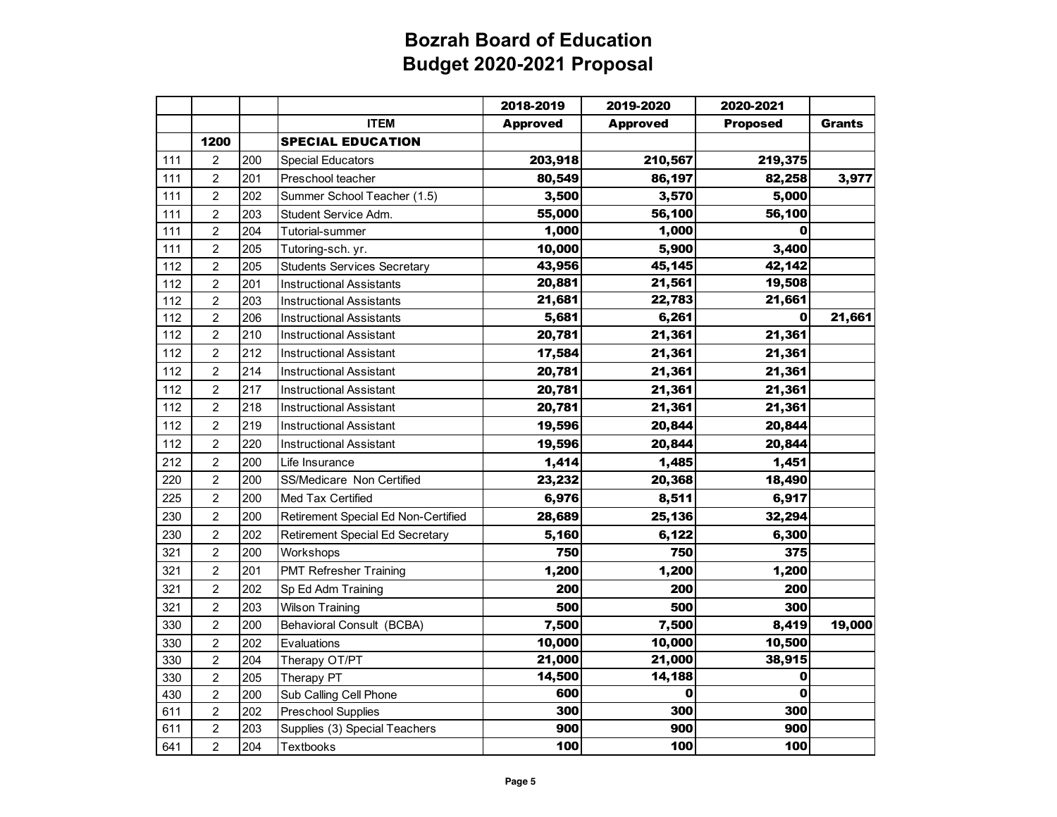# Bozrah Board of Education
## Budget 2020-2021 Proposal

| | | | | 2018-2019 | 2019-2020 | 2020-2021 | |
|---|---|---|---|---|---|---|---|
| | | | **ITEM** | **Approved** | **Approved** | **Proposed** | **Grants** |
| | **1200** | | **SPECIAL EDUCATION** | | | | |
| 111 | 2 | 200 | Special Educators | **203,918** | **210,567** | **219,375** | |
| 111 | 2 | 201 | Preschool teacher | **80,549** | **86,197** | **82,258** | **3,977** |
| 111 | 2 | 202 | Summer School Teacher (1.5) | **3,500** | **3,570** | **5,000** | |
| 111 | 2 | 203 | Student Service Adm. | **55,000** | **56,100** | **56,100** | |
| 111 | 2 | 204 | Tutorial-summer | **1,000** | **1,000** | **0** | |
| 111 | 2 | 205 | Tutoring-sch. yr. | **10,000** | **5,900** | **3,400** | |
| 112 | 2 | 205 | Students Services Secretary | **43,956** | **45,145** | **42,142** | |
| 112 | 2 | 201 | Instructional Assistants | **20,881** | **21,561** | **19,508** | |
| 112 | 2 | 203 | Instructional Assistants | **21,681** | **22,783** | **21,661** | |
| 112 | 2 | 206 | Instructional Assistants | **5,681** | **6,261** | **0** | **21,661** |
| 112 | 2 | 210 | Instructional Assistant | **20,781** | **21,361** | **21,361** | |
| 112 | 2 | 212 | Instructional Assistant | **17,584** | **21,361** | **21,361** | |
| 112 | 2 | 214 | Instructional Assistant | **20,781** | **21,361** | **21,361** | |
| 112 | 2 | 217 | Instructional Assistant | **20,781** | **21,361** | **21,361** | |
| 112 | 2 | 218 | Instructional Assistant | **20,781** | **21,361** | **21,361** | |
| 112 | 2 | 219 | Instructional Assistant | **19,596** | **20,844** | **20,844** | |
| 112 | 2 | 220 | Instructional Assistant | **19,596** | **20,844** | **20,844** | |
| 212 | 2 | 200 | Life Insurance | **1,414** | **1,485** | **1,451** | |
| 220 | 2 | 200 | SS/Medicare Non Certified | **23,232** | **20,368** | **18,490** | |
| 225 | 2 | 200 | Med Tax Certified | **6,976** | **8,511** | **6,917** | |
| 230 | 2 | 200 | Retirement Special Ed Non-Certified | **28,689** | **25,136** | **32,294** | |
| 230 | 2 | 202 | Retirement Special Ed Secretary | **5,160** | **6,122** | **6,300** | |
| 321 | 2 | 200 | Workshops | **750** | **750** | **375** | |
| 321 | 2 | 201 | PMT Refresher Training | **1,200** | **1,200** | **1,200** | |
| 321 | 2 | 202 | Sp Ed Adm Training | **200** | **200** | **200** | |
| 321 | 2 | 203 | Wilson Training | **500** | **500** | **300** | |
| 330 | 2 | 200 | Behavioral Consult (BCBA) | **7,500** | **7,500** | **8,419** | **19,000** |
| 330 | 2 | 202 | Evaluations | **10,000** | **10,000** | **10,500** | |
| 330 | 2 | 204 | Therapy OT/PT | **21,000** | **21,000** | **38,915** | |
| 330 | 2 | 205 | Therapy PT | **14,500** | **14,188** | **0** | |
| 430 | 2 | 200 | Sub Calling Cell Phone | **600** | **0** | **0** | |
| 611 | 2 | 202 | Preschool Supplies | **300** | **300** | **300** | |
| 611 | 2 | 203 | Supplies (3) Special Teachers | **900** | **900** | **900** | |
| 641 | 2 | 204 | Textbooks | **100** | **100** | **100** | |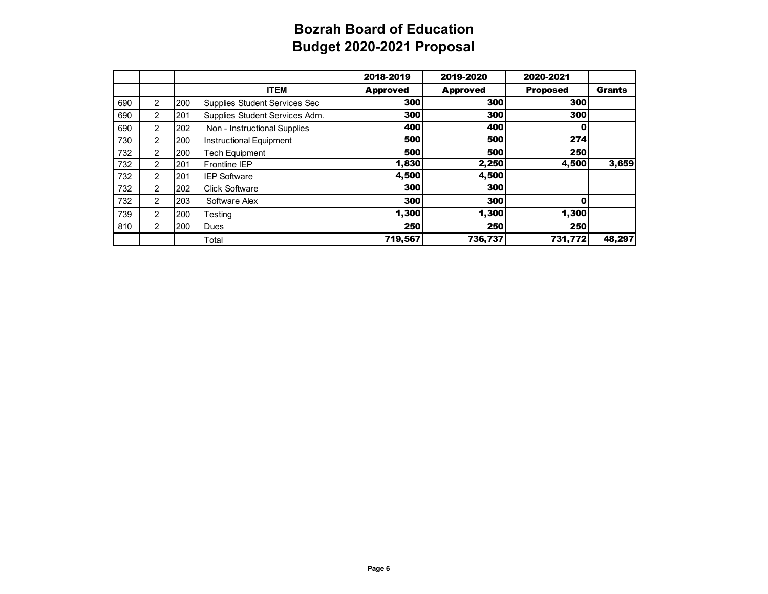# Bozrah Board of Education
# Budget 2020-2021 Proposal

| | | | | 2018-2019 | 2019-2020 | 2020-2021 | |
|---|---|---|---|---|---|---|---|
| | | | **ITEM** | **Approved** | **Approved** | **Proposed** | **Grants** |
| 690 | 2 | 200 | Supplies Student Services Sec | **300** | **300** | **300** | |
| 690 | 2 | 201 | Supplies Student Services Adm. | **300** | **300** | **300** | |
| 690 | 2 | 202 | Non - Instructional Supplies | **400** | **400** | **0** | |
| 730 | 2 | 200 | Instructional Equipment | **500** | **500** | **274** | |
| 732 | 2 | 200 | Tech Equipment | **500** | **500** | **250** | |
| 732 | 2 | 201 | Frontline IEP | **1,830** | **2,250** | **4,500** | **3,659** |
| 732 | 2 | 201 | IEP Software | **4,500** | **4,500** | | |
| 732 | 2 | 202 | Click Software | **300** | **300** | | |
| 732 | 2 | 203 | Software Alex | **300** | **300** | **0** | |
| 739 | 2 | 200 | Testing | **1,300** | **1,300** | **1,300** | |
| 810 | 2 | 200 | Dues | **250** | **250** | **250** | |
| | | | Total | **719,567** | **736,737** | **731,772** | **48,297** |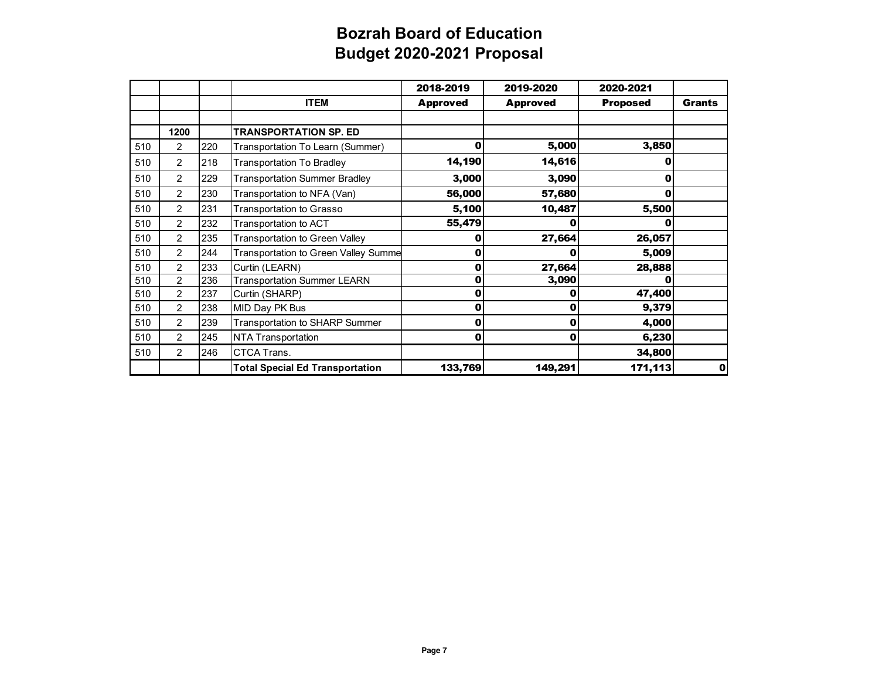# Bozrah Board of Education
## Budget 2020-2021 Proposal

| | | | | 2018-2019 | 2019-2020 | 2020-2021 | |
|---|---|---|---|---|---|---|---|
| | | | **ITEM** | **Approved** | **Approved** | **Proposed** | **Grants** |
| | | | | | | | |
| | **1200** | | **TRANSPORTATION SP. ED** | | | | |
| 510 | 2 | 220 | Transportation To Learn (Summer) | **0** | **5,000** | **3,850** | |
| 510 | 2 | 218 | Transportation To Bradley | **14,190** | **14,616** | **0** | |
| 510 | 2 | 229 | Transportation Summer Bradley | **3,000** | **3,090** | **0** | |
| 510 | 2 | 230 | Transportation to NFA (Van) | **56,000** | **57,680** | **0** | |
| 510 | 2 | 231 | Transportation to Grasso | **5,100** | **10,487** | **5,500** | |
| 510 | 2 | 232 | Transportation to ACT | **55,479** | **0** | **0** | |
| 510 | 2 | 235 | Transportation to Green Valley | **0** | **27,664** | **26,057** | |
| 510 | 2 | 244 | Transportation to Green Valley Summe | **0** | **0** | **5,009** | |
| 510 | 2 | 233 | Curtin (LEARN) | **0** | **27,664** | **28,888** | |
| 510 | 2 | 236 | Transportation Summer LEARN | **0** | **3,090** | **0** | |
| 510 | 2 | 237 | Curtin (SHARP) | **0** | **0** | **47,400** | |
| 510 | 2 | 238 | MID Day PK Bus | **0** | **0** | **9,379** | |
| 510 | 2 | 239 | Transportation to SHARP Summer | **0** | **0** | **4,000** | |
| 510 | 2 | 245 | NTA Transportation | **0** | **0** | **6,230** | |
| 510 | 2 | 246 | CTCA Trans. | | | **34,800** | |
| | | | **Total Special Ed Transportation** | **133,769** | **149,291** | **171,113** | **0** |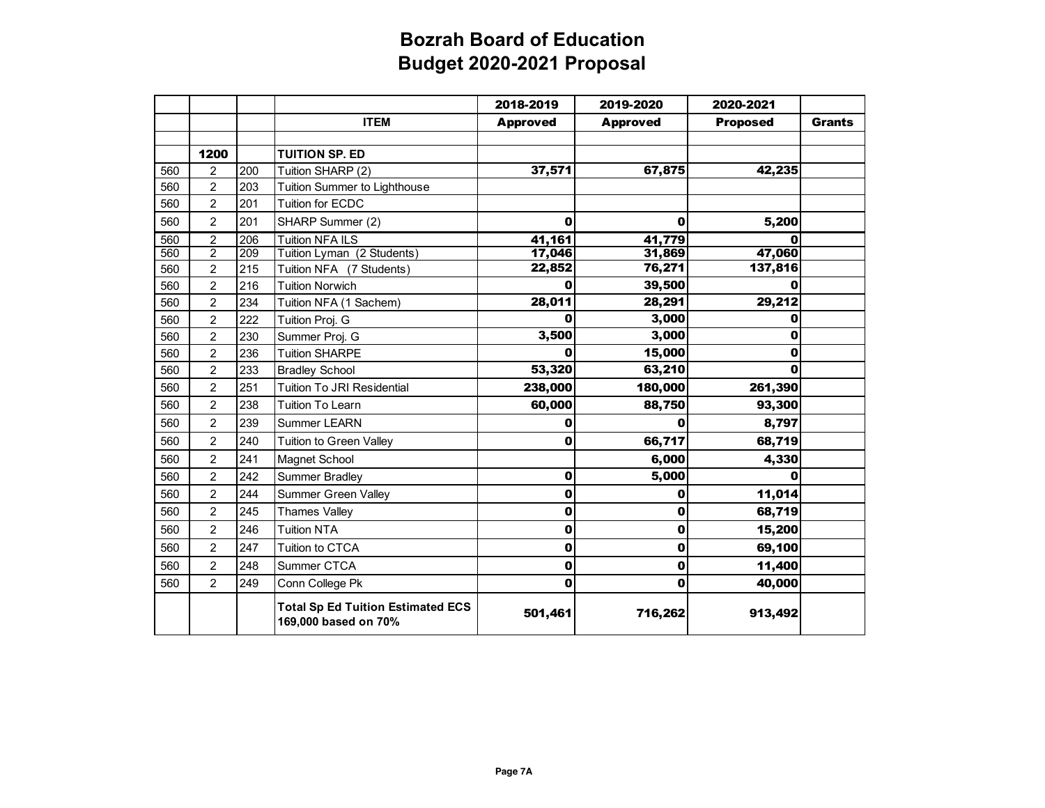# Bozrah Board of Education
## Budget 2020-2021 Proposal

| | | | | 2018-2019 | 2019-2020 | 2020-2021 | |
|---|---|---|---|---|---|---|---|
| | | | **ITEM** | **Approved** | **Approved** | **Proposed** | **Grants** |
| | | | | | | | |
| | **1200** | | **TUITION SP. ED** | | | | |
| 560 | 2 | 200 | Tuition SHARP (2) | **37,571** | **67,875** | **42,235** | |
| 560 | 2 | 203 | Tuition Summer to Lighthouse | | | | |
| 560 | 2 | 201 | Tuition for ECDC | | | | |
| 560 | 2 | 201 | SHARP Summer (2) | **0** | **0** | **5,200** | |
| 560 | 2 | 206 | Tuition NFA ILS | **41,161** | **41,779** | **0** | |
| 560 | 2 | 209 | Tuition Lyman (2 Students) | **17,046** | **31,869** | **47,060** | |
| 560 | 2 | 215 | Tuition NFA (7 Students) | **22,852** | **76,271** | **137,816** | |
| 560 | 2 | 216 | Tuition Norwich | **0** | **39,500** | **0** | |
| 560 | 2 | 234 | Tuition NFA (1 Sachem) | **28,011** | **28,291** | **29,212** | |
| 560 | 2 | 222 | Tuition Proj. G | **0** | **3,000** | **0** | |
| 560 | 2 | 230 | Summer Proj. G | **3,500** | **3,000** | **0** | |
| 560 | 2 | 236 | Tuition SHARPE | **0** | **15,000** | **0** | |
| 560 | 2 | 233 | Bradley School | **53,320** | **63,210** | **0** | |
| 560 | 2 | 251 | Tuition To JRI Residential | **238,000** | **180,000** | **261,390** | |
| 560 | 2 | 238 | Tuition To Learn | **60,000** | **88,750** | **93,300** | |
| 560 | 2 | 239 | Summer LEARN | **0** | **0** | **8,797** | |
| 560 | 2 | 240 | Tuition to Green Valley | **0** | **66,717** | **68,719** | |
| 560 | 2 | 241 | Magnet School | | **6,000** | **4,330** | |
| 560 | 2 | 242 | Summer Bradley | **0** | **5,000** | **0** | |
| 560 | 2 | 244 | Summer Green Valley | **0** | **0** | **11,014** | |
| 560 | 2 | 245 | Thames Valley | **0** | **0** | **68,719** | |
| 560 | 2 | 246 | Tuition NTA | **0** | **0** | **15,200** | |
| 560 | 2 | 247 | Tuition to CTCA | **0** | **0** | **69,100** | |
| 560 | 2 | 248 | Summer CTCA | **0** | **0** | **11,400** | |
| 560 | 2 | 249 | Conn College Pk | **0** | **0** | **40,000** | |
| | | | **Total Sp Ed Tuition Estimated ECS 169,000 based on 70%** | **501,461** | **716,262** | **913,492** | |

**Page 7A**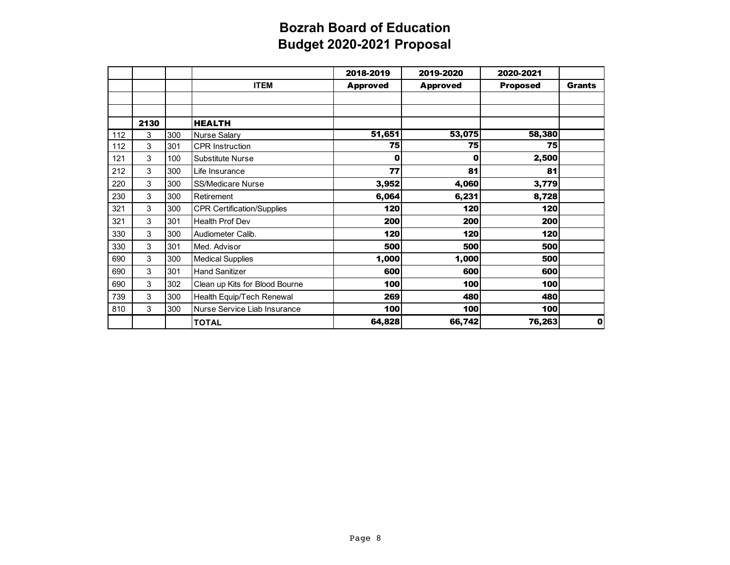# Bozrah Board of Education
## Budget 2020-2021 Proposal

| | | | | 2018-2019 | 2019-2020 | 2020-2021 | |
|---|---|---|---|---|---|---|---|
| | | | **ITEM** | **Approved** | **Approved** | **Proposed** | **Grants** |
| | | | | | | | |
| | | | | | | | |
| | **2130** | | **HEALTH** | | | | |
| 112 | 3 | 300 | Nurse Salary | **51,651** | **53,075** | **58,380** | |
| 112 | 3 | 301 | CPR Instruction | **75** | **75** | **75** | |
| 121 | 3 | 100 | Substitute Nurse | **0** | **0** | **2,500** | |
| 212 | 3 | 300 | Life Insurance | **77** | **81** | **81** | |
| 220 | 3 | 300 | SS/Medicare Nurse | **3,952** | **4,060** | **3,779** | |
| 230 | 3 | 300 | Retirement | **6,064** | **6,231** | **8,728** | |
| 321 | 3 | 300 | CPR Certification/Supplies | **120** | **120** | **120** | |
| 321 | 3 | 301 | Health Prof Dev | **200** | **200** | **200** | |
| 330 | 3 | 300 | Audiometer Calib. | **120** | **120** | **120** | |
| 330 | 3 | 301 | Med. Advisor | **500** | **500** | **500** | |
| 690 | 3 | 300 | Medical Supplies | **1,000** | **1,000** | **500** | |
| 690 | 3 | 301 | Hand Sanitizer | **600** | **600** | **600** | |
| 690 | 3 | 302 | Clean up Kits for Blood Bourne | **100** | **100** | **100** | |
| 739 | 3 | 300 | Health Equip/Tech Renewal | **269** | **480** | **480** | |
| 810 | 3 | 300 | Nurse Service Liab Insurance | **100** | **100** | **100** | |
| | | | **TOTAL** | **64,828** | **66,742** | **76,263** | **0** |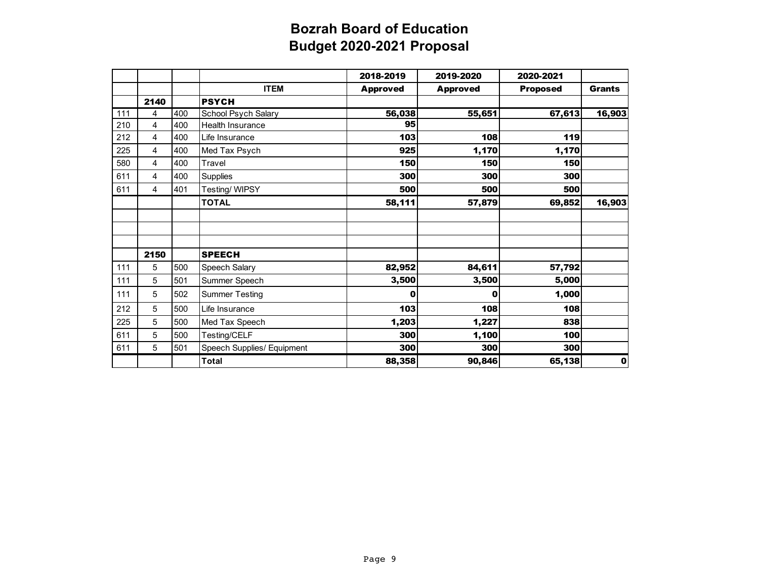# Bozrah Board of Education
## Budget 2020-2021 Proposal

| | | | | 2018-2019 | 2019-2020 | 2020-2021 | |
|---|---|---|---|---|---|---|---|
| | | | **ITEM** | **Approved** | **Approved** | **Proposed** | **Grants** |
| | **2140** | | **PSYCH** | | | | |
| 111 | 4 | 400 | School Psych Salary | **56,038** | **55,651** | **67,613** | **16,903** |
| 210 | 4 | 400 | Health Insurance | **95** | | | |
| 212 | 4 | 400 | Life Insurance | **103** | **108** | **119** | |
| 225 | 4 | 400 | Med Tax Psych | **925** | **1,170** | **1,170** | |
| 580 | 4 | 400 | Travel | **150** | **150** | **150** | |
| 611 | 4 | 400 | Supplies | **300** | **300** | **300** | |
| 611 | 4 | 401 | Testing/ WIPSY | **500** | **500** | **500** | |
| | | | **TOTAL** | **58,111** | **57,879** | **69,852** | **16,903** |
| | | | | | | | |
| | | | | | | | |
| | | | | | | | |
| | **2150** | | **SPEECH** | | | | |
| 111 | 5 | 500 | Speech Salary | **82,952** | **84,611** | **57,792** | |
| 111 | 5 | 501 | Summer Speech | **3,500** | **3,500** | **5,000** | |
| 111 | 5 | 502 | Summer Testing | **0** | **0** | **1,000** | |
| 212 | 5 | 500 | Life Insurance | **103** | **108** | **108** | |
| 225 | 5 | 500 | Med Tax Speech | **1,203** | **1,227** | **838** | |
| 611 | 5 | 500 | Testing/CELF | **300** | **1,100** | **100** | |
| 611 | 5 | 501 | Speech Supplies/ Equipment | **300** | **300** | **300** | |
| | | | **Total** | **88,358** | **90,846** | **65,138** | **0** |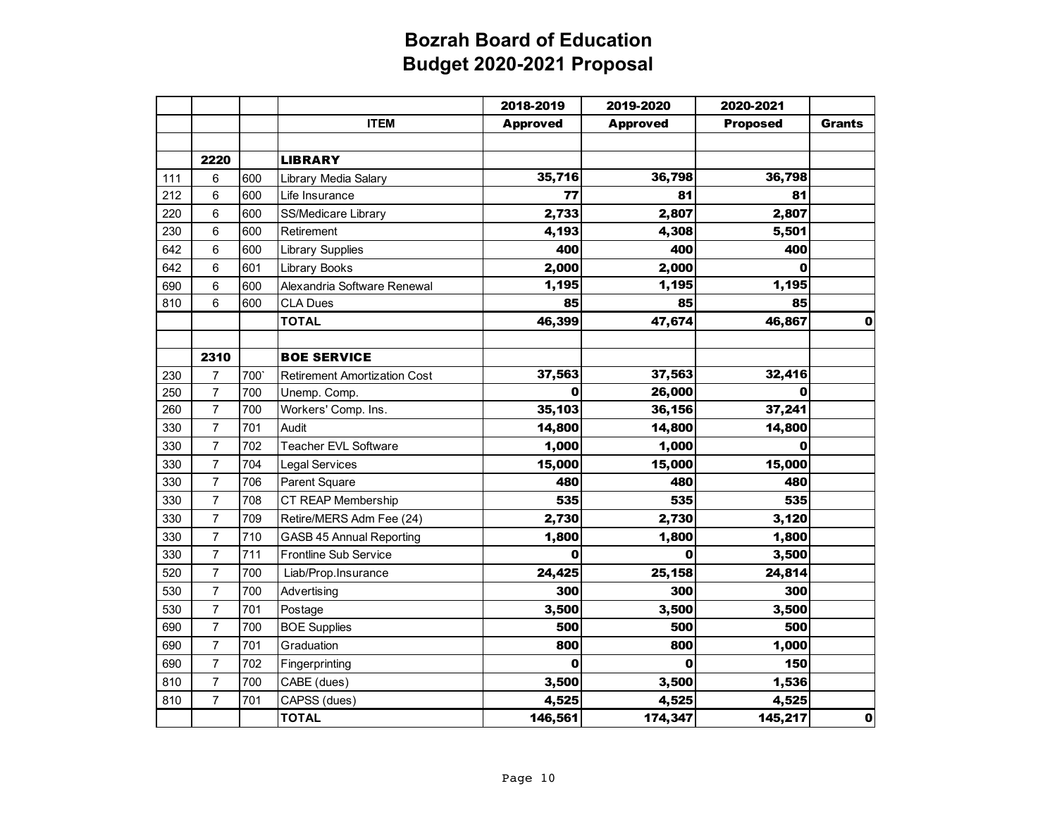# Bozrah Board of Education
## Budget 2020-2021 Proposal

| | | | | 2018-2019 | 2019-2020 | 2020-2021 | |
|---|---|---|---|---|---|---|---|
| | | | **ITEM** | **Approved** | **Approved** | **Proposed** | **Grants** |
| | | | | | | | |
| | **2220** | | **LIBRARY** | | | | |
| 111 | 6 | 600 | Library Media Salary | **35,716** | **36,798** | **36,798** | |
| 212 | 6 | 600 | Life Insurance | **77** | **81** | **81** | |
| 220 | 6 | 600 | SS/Medicare Library | **2,733** | **2,807** | **2,807** | |
| 230 | 6 | 600 | Retirement | **4,193** | **4,308** | **5,501** | |
| 642 | 6 | 600 | Library Supplies | **400** | **400** | **400** | |
| 642 | 6 | 601 | Library Books | **2,000** | **2,000** | **0** | |
| 690 | 6 | 600 | Alexandria Software Renewal | **1,195** | **1,195** | **1,195** | |
| 810 | 6 | 600 | CLA Dues | **85** | **85** | **85** | |
| | | | **TOTAL** | **46,399** | **47,674** | **46,867** | **0** |
| | | | | | | | |
| | **2310** | | **BOE SERVICE** | | | | |
| 230 | 7 | 700` | Retirement Amortization Cost | **37,563** | **37,563** | **32,416** | |
| 250 | 7 | 700 | Unemp. Comp. | **0** | **26,000** | **0** | |
| 260 | 7 | 700 | Workers' Comp. Ins. | **35,103** | **36,156** | **37,241** | |
| 330 | 7 | 701 | Audit | **14,800** | **14,800** | **14,800** | |
| 330 | 7 | 702 | Teacher EVL Software | **1,000** | **1,000** | **0** | |
| 330 | 7 | 704 | Legal Services | **15,000** | **15,000** | **15,000** | |
| 330 | 7 | 706 | Parent Square | **480** | **480** | **480** | |
| 330 | 7 | 708 | CT REAP Membership | **535** | **535** | **535** | |
| 330 | 7 | 709 | Retire/MERS Adm Fee (24) | **2,730** | **2,730** | **3,120** | |
| 330 | 7 | 710 | GASB 45 Annual Reporting | **1,800** | **1,800** | **1,800** | |
| 330 | 7 | 711 | Frontline Sub Service | **0** | **0** | **3,500** | |
| 520 | 7 | 700 | Liab/Prop.Insurance | **24,425** | **25,158** | **24,814** | |
| 530 | 7 | 700 | Advertising | **300** | **300** | **300** | |
| 530 | 7 | 701 | Postage | **3,500** | **3,500** | **3,500** | |
| 690 | 7 | 700 | BOE Supplies | **500** | **500** | **500** | |
| 690 | 7 | 701 | Graduation | **800** | **800** | **1,000** | |
| 690 | 7 | 702 | Fingerprinting | **0** | **0** | **150** | |
| 810 | 7 | 700 | CABE (dues) | **3,500** | **3,500** | **1,536** | |
| 810 | 7 | 701 | CAPSS (dues) | **4,525** | **4,525** | **4,525** | |
| | | | **TOTAL** | **146,561** | **174,347** | **145,217** | **0** |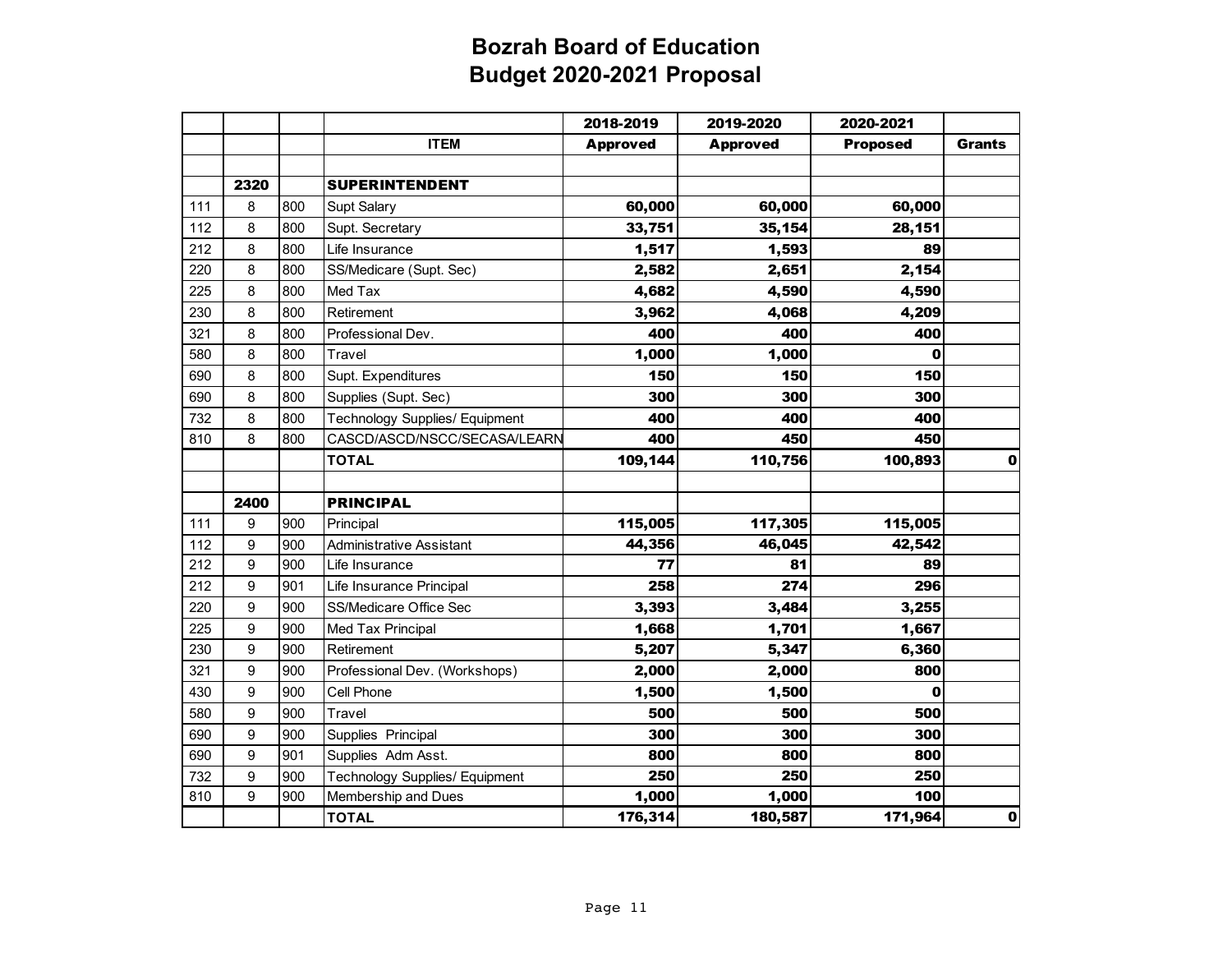# Bozrah Board of Education
# Budget 2020-2021 Proposal

| | | | | 2018-2019 | 2019-2020 | 2020-2021 | |
|---|---|---|---|---|---|---|---|
| | | | **ITEM** | **Approved** | **Approved** | **Proposed** | **Grants** |
| | | | | | | | |
| | **2320** | | **SUPERINTENDENT** | | | | |
| 111 | 8 | 800 | Supt Salary | **60,000** | **60,000** | **60,000** | |
| 112 | 8 | 800 | Supt. Secretary | **33,751** | **35,154** | **28,151** | |
| 212 | 8 | 800 | Life Insurance | **1,517** | **1,593** | **89** | |
| 220 | 8 | 800 | SS/Medicare (Supt. Sec) | **2,582** | **2,651** | **2,154** | |
| 225 | 8 | 800 | Med Tax | **4,682** | **4,590** | **4,590** | |
| 230 | 8 | 800 | Retirement | **3,962** | **4,068** | **4,209** | |
| 321 | 8 | 800 | Professional Dev. | **400** | **400** | **400** | |
| 580 | 8 | 800 | Travel | **1,000** | **1,000** | **0** | |
| 690 | 8 | 800 | Supt. Expenditures | **150** | **150** | **150** | |
| 690 | 8 | 800 | Supplies (Supt. Sec) | **300** | **300** | **300** | |
| 732 | 8 | 800 | Technology Supplies/ Equipment | **400** | **400** | **400** | |
| 810 | 8 | 800 | CASCD/ASCD/NSCC/SECASA/LEARN | **400** | **450** | **450** | |
| | | | **TOTAL** | **109,144** | **110,756** | **100,893** | **0** |
| | | | | | | | |
| | **2400** | | **PRINCIPAL** | | | | |
| 111 | 9 | 900 | Principal | **115,005** | **117,305** | **115,005** | |
| 112 | 9 | 900 | Administrative Assistant | **44,356** | **46,045** | **42,542** | |
| 212 | 9 | 900 | Life Insurance | **77** | **81** | **89** | |
| 212 | 9 | 901 | Life Insurance Principal | **258** | **274** | **296** | |
| 220 | 9 | 900 | SS/Medicare Office Sec | **3,393** | **3,484** | **3,255** | |
| 225 | 9 | 900 | Med Tax Principal | **1,668** | **1,701** | **1,667** | |
| 230 | 9 | 900 | Retirement | **5,207** | **5,347** | **6,360** | |
| 321 | 9 | 900 | Professional Dev. (Workshops) | **2,000** | **2,000** | **800** | |
| 430 | 9 | 900 | Cell Phone | **1,500** | **1,500** | **0** | |
| 580 | 9 | 900 | Travel | **500** | **500** | **500** | |
| 690 | 9 | 900 | Supplies Principal | **300** | **300** | **300** | |
| 690 | 9 | 901 | Supplies Adm Asst. | **800** | **800** | **800** | |
| 732 | 9 | 900 | Technology Supplies/ Equipment | **250** | **250** | **250** | |
| 810 | 9 | 900 | Membership and Dues | **1,000** | **1,000** | **100** | |
| | | | **TOTAL** | **176,314** | **180,587** | **171,964** | **0** |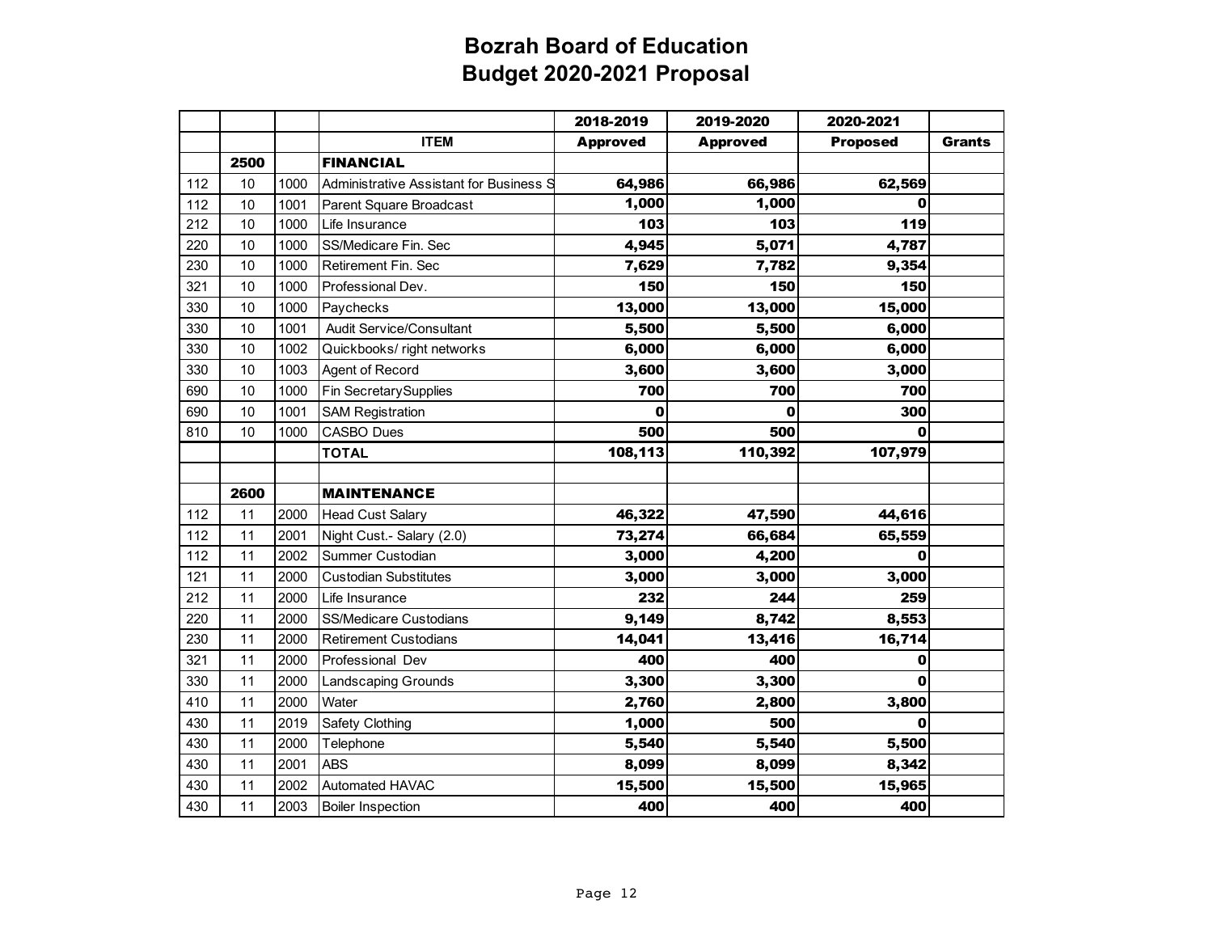# Bozrah Board of Education
## Budget 2020-2021 Proposal

| | | | | 2018-2019 | 2019-2020 | 2020-2021 | |
|---|---|---|---|---|---|---|---|
| | | | **ITEM** | **Approved** | **Approved** | **Proposed** | **Grants** |
| | **2500** | | **FINANCIAL** | | | | |
| 112 | 10 | 1000 | Administrative Assistant for Business S | **64,986** | **66,986** | **62,569** | |
| 112 | 10 | 1001 | Parent Square Broadcast | **1,000** | **1,000** | **0** | |
| 212 | 10 | 1000 | Life Insurance | **103** | **103** | **119** | |
| 220 | 10 | 1000 | SS/Medicare Fin. Sec | **4,945** | **5,071** | **4,787** | |
| 230 | 10 | 1000 | Retirement Fin. Sec | **7,629** | **7,782** | **9,354** | |
| 321 | 10 | 1000 | Professional Dev. | **150** | **150** | **150** | |
| 330 | 10 | 1000 | Paychecks | **13,000** | **13,000** | **15,000** | |
| 330 | 10 | 1001 | Audit Service/Consultant | **5,500** | **5,500** | **6,000** | |
| 330 | 10 | 1002 | Quickbooks/ right networks | **6,000** | **6,000** | **6,000** | |
| 330 | 10 | 1003 | Agent of Record | **3,600** | **3,600** | **3,000** | |
| 690 | 10 | 1000 | Fin SecretarySupplies | **700** | **700** | **700** | |
| 690 | 10 | 1001 | SAM Registration | **0** | **0** | **300** | |
| 810 | 10 | 1000 | CASBO Dues | **500** | **500** | **0** | |
| | | | **TOTAL** | **108,113** | **110,392** | **107,979** | |
| | | | | | | | |
| | **2600** | | **MAINTENANCE** | | | | |
| 112 | 11 | 2000 | Head Cust Salary | **46,322** | **47,590** | **44,616** | |
| 112 | 11 | 2001 | Night Cust.- Salary (2.0) | **73,274** | **66,684** | **65,559** | |
| 112 | 11 | 2002 | Summer Custodian | **3,000** | **4,200** | **0** | |
| 121 | 11 | 2000 | Custodian Substitutes | **3,000** | **3,000** | **3,000** | |
| 212 | 11 | 2000 | Life Insurance | **232** | **244** | **259** | |
| 220 | 11 | 2000 | SS/Medicare Custodians | **9,149** | **8,742** | **8,553** | |
| 230 | 11 | 2000 | Retirement Custodians | **14,041** | **13,416** | **16,714** | |
| 321 | 11 | 2000 | Professional Dev | **400** | **400** | **0** | |
| 330 | 11 | 2000 | Landscaping Grounds | **3,300** | **3,300** | **0** | |
| 410 | 11 | 2000 | Water | **2,760** | **2,800** | **3,800** | |
| 430 | 11 | 2019 | Safety Clothing | **1,000** | **500** | **0** | |
| 430 | 11 | 2000 | Telephone | **5,540** | **5,540** | **5,500** | |
| 430 | 11 | 2001 | ABS | **8,099** | **8,099** | **8,342** | |
| 430 | 11 | 2002 | Automated HAVAC | **15,500** | **15,500** | **15,965** | |
| 430 | 11 | 2003 | Boiler Inspection | **400** | **400** | **400** | |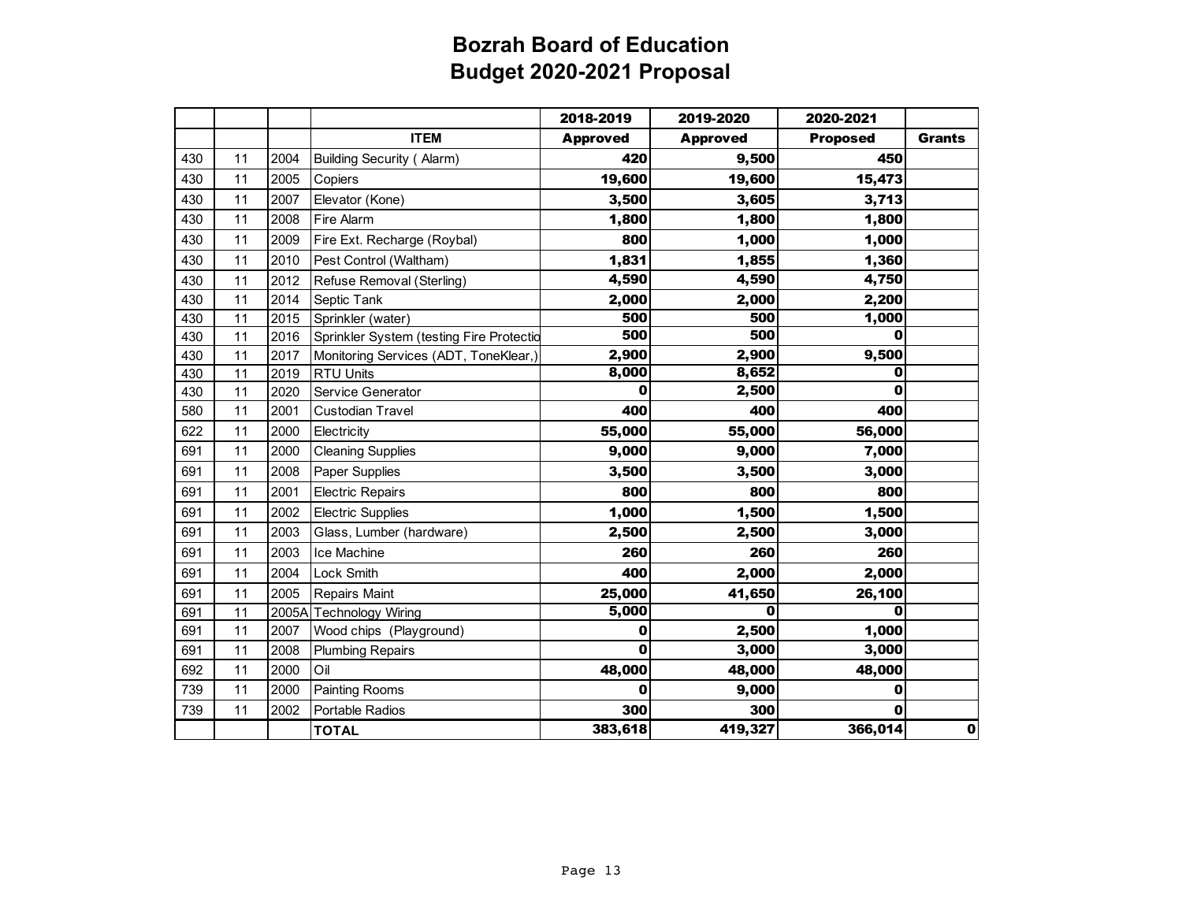# Bozrah Board of Education
## Budget 2020-2021 Proposal

| | | | | 2018-2019 | 2019-2020 | 2020-2021 | |
|---|---|---|---|---|---|---|---|
| | | | **ITEM** | **Approved** | **Approved** | **Proposed** | **Grants** |
| 430 | 11 | 2004 | Building Security ( Alarm) | **420** | **9,500** | **450** | |
| 430 | 11 | 2005 | Copiers | **19,600** | **19,600** | **15,473** | |
| 430 | 11 | 2007 | Elevator (Kone) | **3,500** | **3,605** | **3,713** | |
| 430 | 11 | 2008 | Fire Alarm | **1,800** | **1,800** | **1,800** | |
| 430 | 11 | 2009 | Fire Ext. Recharge (Roybal) | **800** | **1,000** | **1,000** | |
| 430 | 11 | 2010 | Pest Control (Waltham) | **1,831** | **1,855** | **1,360** | |
| 430 | 11 | 2012 | Refuse Removal (Sterling) | **4,590** | **4,590** | **4,750** | |
| 430 | 11 | 2014 | Septic Tank | **2,000** | **2,000** | **2,200** | |
| 430 | 11 | 2015 | Sprinkler (water) | **500** | **500** | **1,000** | |
| 430 | 11 | 2016 | Sprinkler System (testing Fire Protectio | **500** | **500** | **0** | |
| 430 | 11 | 2017 | Monitoring Services (ADT, ToneKlear,) | **2,900** | **2,900** | **9,500** | |
| 430 | 11 | 2019 | RTU Units | **8,000** | **8,652** | **0** | |
| 430 | 11 | 2020 | Service Generator | **0** | **2,500** | **0** | |
| 580 | 11 | 2001 | Custodian Travel | **400** | **400** | **400** | |
| 622 | 11 | 2000 | Electricity | **55,000** | **55,000** | **56,000** | |
| 691 | 11 | 2000 | Cleaning Supplies | **9,000** | **9,000** | **7,000** | |
| 691 | 11 | 2008 | Paper Supplies | **3,500** | **3,500** | **3,000** | |
| 691 | 11 | 2001 | Electric Repairs | **800** | **800** | **800** | |
| 691 | 11 | 2002 | Electric Supplies | **1,000** | **1,500** | **1,500** | |
| 691 | 11 | 2003 | Glass, Lumber (hardware) | **2,500** | **2,500** | **3,000** | |
| 691 | 11 | 2003 | Ice Machine | **260** | **260** | **260** | |
| 691 | 11 | 2004 | Lock Smith | **400** | **2,000** | **2,000** | |
| 691 | 11 | 2005 | Repairs Maint | **25,000** | **41,650** | **26,100** | |
| 691 | 11 | 2005A | Technology Wiring | **5,000** | **0** | **0** | |
| 691 | 11 | 2007 | Wood chips (Playground) | **0** | **2,500** | **1,000** | |
| 691 | 11 | 2008 | Plumbing Repairs | **0** | **3,000** | **3,000** | |
| 692 | 11 | 2000 | Oil | **48,000** | **48,000** | **48,000** | |
| 739 | 11 | 2000 | Painting Rooms | **0** | **9,000** | **0** | |
| 739 | 11 | 2002 | Portable Radios | **300** | **300** | **0** | |
| | | | **TOTAL** | **383,618** | **419,327** | **366,014** | **0** |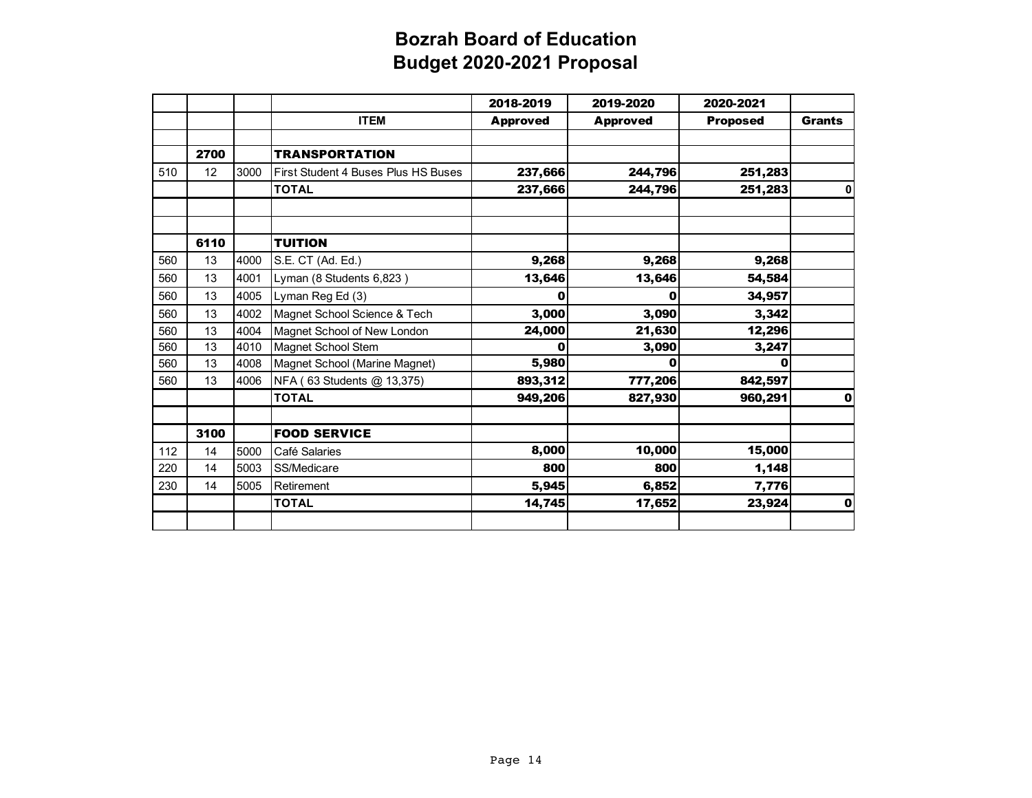# Bozrah Board of Education
## Budget 2020-2021 Proposal

| | | | | 2018-2019 | 2019-2020 | 2020-2021 | |
|---|---|---|---|---|---|---|---|
| | | | **ITEM** | **Approved** | **Approved** | **Proposed** | **Grants** |
| | | | | | | | |
| | **2700** | | **TRANSPORTATION** | | | | |
| 510 | 12 | 3000 | First Student 4 Buses Plus HS Buses | **237,666** | **244,796** | **251,283** | |
| | | | **TOTAL** | **237,666** | **244,796** | **251,283** | **0** |
| | | | | | | | |
| | | | | | | | |
| | **6110** | | **TUITION** | | | | |
| 560 | 13 | 4000 | S.E. CT (Ad. Ed.) | **9,268** | **9,268** | **9,268** | |
| 560 | 13 | 4001 | Lyman (8 Students 6,823 ) | **13,646** | **13,646** | **54,584** | |
| 560 | 13 | 4005 | Lyman Reg Ed (3) | **0** | **0** | **34,957** | |
| 560 | 13 | 4002 | Magnet School Science & Tech | **3,000** | **3,090** | **3,342** | |
| 560 | 13 | 4004 | Magnet School of New London | **24,000** | **21,630** | **12,296** | |
| 560 | 13 | 4010 | Magnet School Stem | **0** | **3,090** | **3,247** | |
| 560 | 13 | 4008 | Magnet School (Marine Magnet) | **5,980** | **0** | **0** | |
| 560 | 13 | 4006 | NFA ( 63 Students @ 13,375) | **893,312** | **777,206** | **842,597** | |
| | | | **TOTAL** | **949,206** | **827,930** | **960,291** | **0** |
| | | | | | | | |
| | **3100** | | **FOOD SERVICE** | | | | |
| 112 | 14 | 5000 | Café Salaries | **8,000** | **10,000** | **15,000** | |
| 220 | 14 | 5003 | SS/Medicare | **800** | **800** | **1,148** | |
| 230 | 14 | 5005 | Retirement | **5,945** | **6,852** | **7,776** | |
| | | | **TOTAL** | **14,745** | **17,652** | **23,924** | **0** |
| | | | | | | | |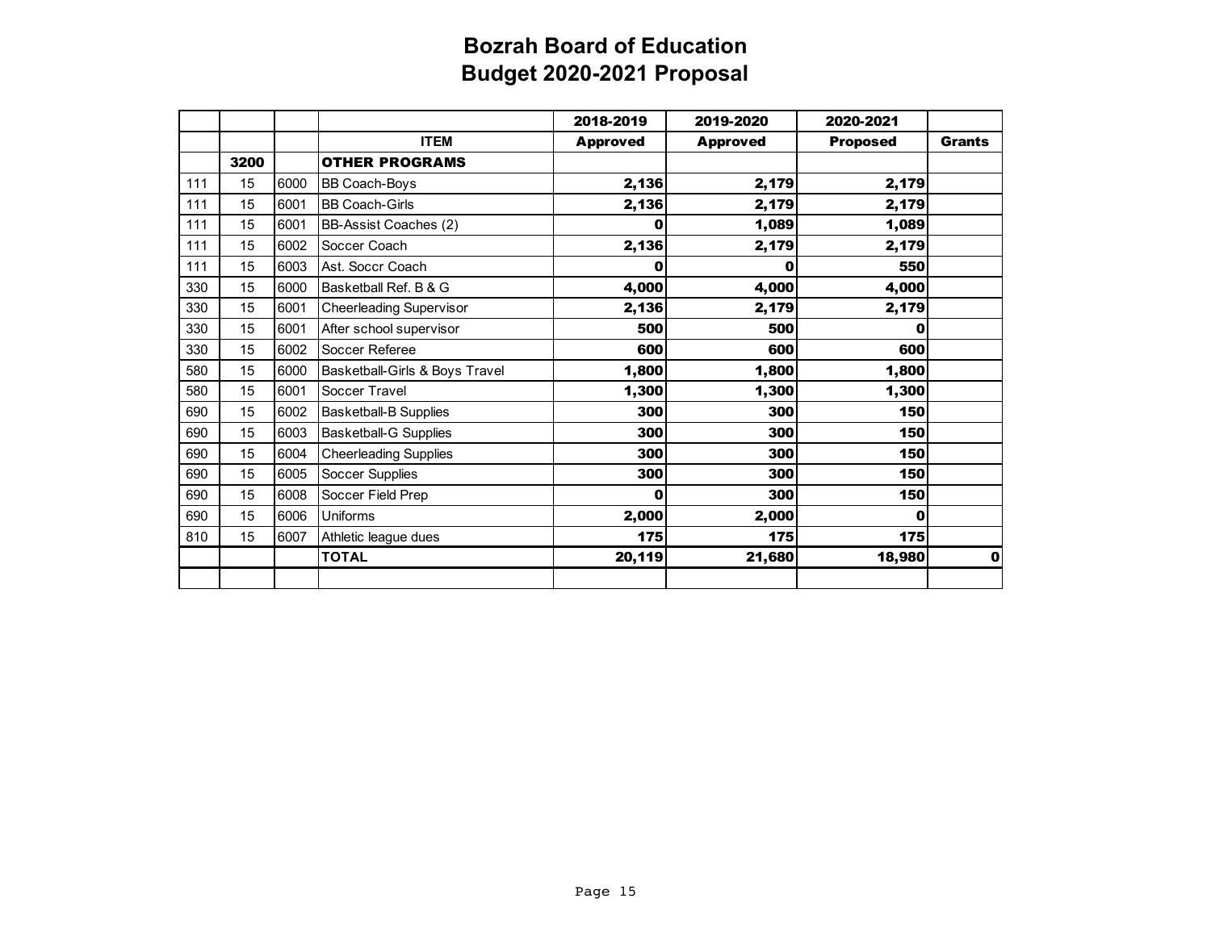# Bozrah Board of Education
## Budget 2020-2021 Proposal

| | | | | 2018-2019 | 2019-2020 | 2020-2021 | |
|---|---|---|---|---|---|---|---|
| | | | **ITEM** | **Approved** | **Approved** | **Proposed** | **Grants** |
| | **3200** | | **OTHER PROGRAMS** | | | | |
| 111 | 15 | 6000 | BB Coach-Boys | **2,136** | **2,179** | **2,179** | |
| 111 | 15 | 6001 | BB Coach-Girls | **2,136** | **2,179** | **2,179** | |
| 111 | 15 | 6001 | BB-Assist Coaches (2) | **0** | **1,089** | **1,089** | |
| 111 | 15 | 6002 | Soccer Coach | **2,136** | **2,179** | **2,179** | |
| 111 | 15 | 6003 | Ast. Soccr Coach | **0** | **0** | **550** | |
| 330 | 15 | 6000 | Basketball Ref. B & G | **4,000** | **4,000** | **4,000** | |
| 330 | 15 | 6001 | Cheerleading Supervisor | **2,136** | **2,179** | **2,179** | |
| 330 | 15 | 6001 | After school supervisor | **500** | **500** | **0** | |
| 330 | 15 | 6002 | Soccer Referee | **600** | **600** | **600** | |
| 580 | 15 | 6000 | Basketball-Girls & Boys Travel | **1,800** | **1,800** | **1,800** | |
| 580 | 15 | 6001 | Soccer Travel | **1,300** | **1,300** | **1,300** | |
| 690 | 15 | 6002 | Basketball-B Supplies | **300** | **300** | **150** | |
| 690 | 15 | 6003 | Basketball-G Supplies | **300** | **300** | **150** | |
| 690 | 15 | 6004 | Cheerleading Supplies | **300** | **300** | **150** | |
| 690 | 15 | 6005 | Soccer Supplies | **300** | **300** | **150** | |
| 690 | 15 | 6008 | Soccer Field Prep | **0** | **300** | **150** | |
| 690 | 15 | 6006 | Uniforms | **2,000** | **2,000** | **0** | |
| 810 | 15 | 6007 | Athletic league dues | **175** | **175** | **175** | |
| | | | **TOTAL** | **20,119** | **21,680** | **18,980** | **0** |
| | | | | | | | |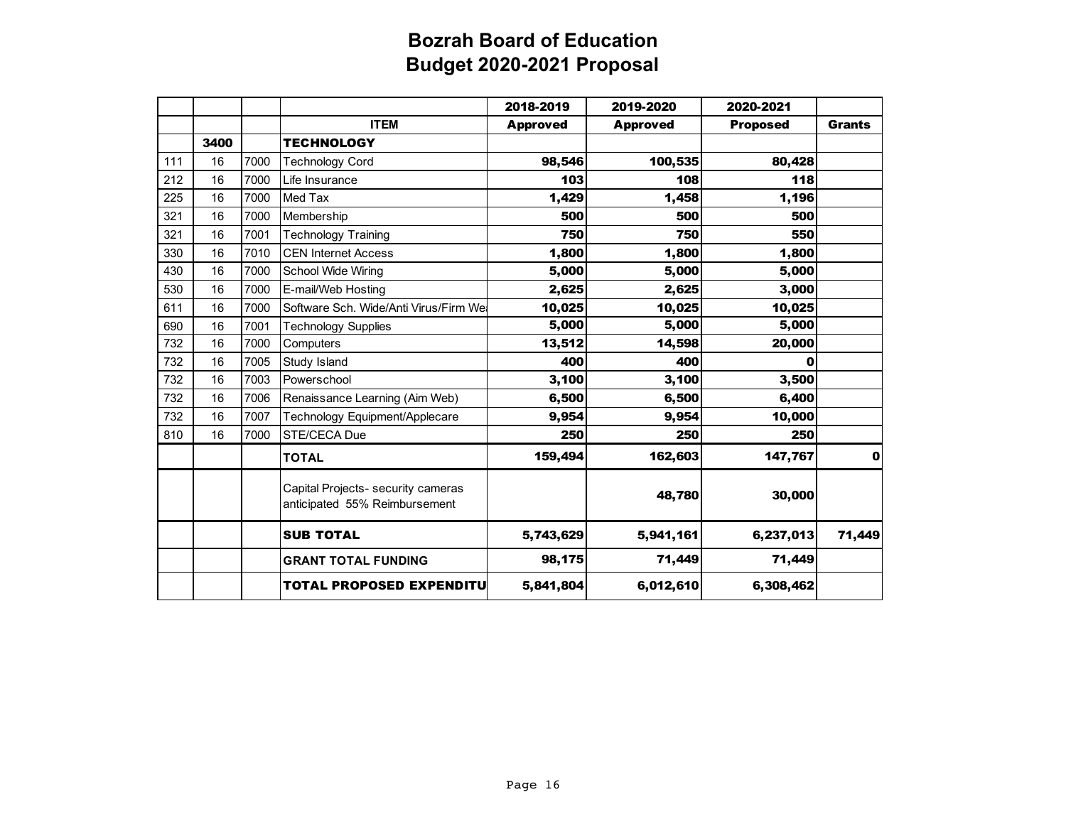# Bozrah Board of Education
## Budget 2020-2021 Proposal

| | | | | 2018-2019 | 2019-2020 | 2020-2021 | |
|---|---|---|---|---|---|---|---|
| | | | **ITEM** | **Approved** | **Approved** | **Proposed** | **Grants** |
| | **3400** | | **TECHNOLOGY** | | | | |
| 111 | 16 | 7000 | Technology Cord | **98,546** | **100,535** | **80,428** | |
| 212 | 16 | 7000 | Life Insurance | **103** | **108** | **118** | |
| 225 | 16 | 7000 | Med Tax | **1,429** | **1,458** | **1,196** | |
| 321 | 16 | 7000 | Membership | **500** | **500** | **500** | |
| 321 | 16 | 7001 | Technology Training | **750** | **750** | **550** | |
| 330 | 16 | 7010 | CEN Internet Access | **1,800** | **1,800** | **1,800** | |
| 430 | 16 | 7000 | School Wide Wiring | **5,000** | **5,000** | **5,000** | |
| 530 | 16 | 7000 | E-mail/Web Hosting | **2,625** | **2,625** | **3,000** | |
| 611 | 16 | 7000 | Software Sch. Wide/Anti Virus/Firm We | **10,025** | **10,025** | **10,025** | |
| 690 | 16 | 7001 | Technology Supplies | **5,000** | **5,000** | **5,000** | |
| 732 | 16 | 7000 | Computers | **13,512** | **14,598** | **20,000** | |
| 732 | 16 | 7005 | Study Island | **400** | **400** | **0** | |
| 732 | 16 | 7003 | Powerschool | **3,100** | **3,100** | **3,500** | |
| 732 | 16 | 7006 | Renaissance Learning (Aim Web) | **6,500** | **6,500** | **6,400** | |
| 732 | 16 | 7007 | Technology Equipment/Applecare | **9,954** | **9,954** | **10,000** | |
| 810 | 16 | 7000 | STE/CECA Due | **250** | **250** | **250** | |
| | | | **TOTAL** | **159,494** | **162,603** | **147,767** | **0** |
| | | | Capital Projects- security cameras anticipated 55% Reimbursement | | **48,780** | **30,000** | |
| | | | **SUB TOTAL** | **5,743,629** | **5,941,161** | **6,237,013** | **71,449** |
| | | | **GRANT TOTAL FUNDING** | **98,175** | **71,449** | **71,449** | |
| | | | **TOTAL PROPOSED EXPENDITU** | **5,841,804** | **6,012,610** | **6,308,462** | |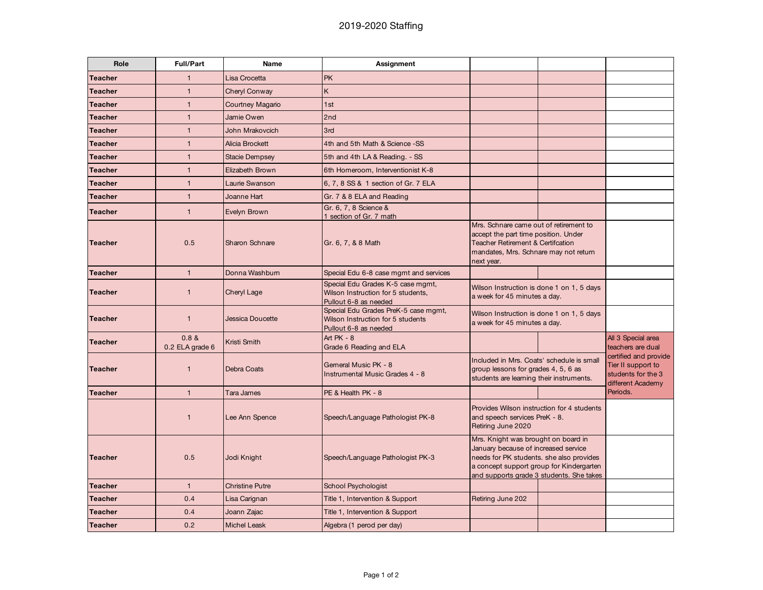# 2019-2020 Staffing

| Role | Full/Part | Name | Assignment | | | |
|---|---|---|---|---|---|---|
| **Teacher** | 1 | Lisa Crocetta | PK | | | |
| **Teacher** | 1 | Cheryl Conway | K | | | |
| **Teacher** | 1 | Courtney Magario | 1st | | | |
| **Teacher** | 1 | Jamie Owen | 2nd | | | |
| **Teacher** | 1 | John Mrakovcich | 3rd | | | |
| **Teacher** | 1 | Alicia Brockett | 4th and 5th Math & Science -SS | | | |
| **Teacher** | 1 | Stacie Dempsey | 5th and 4th LA & Reading. - SS | | | |
| **Teacher** | 1 | Elizabeth Brown | 6th Homeroom, Interventionist K-8 | | | |
| **Teacher** | 1 | Laurie Swanson | 6, 7, 8 SS & 1 section of Gr. 7 ELA | | | |
| **Teacher** | 1 | Joanne Hart | Gr. 7 & 8 ELA and Reading | | | |
| **Teacher** | 1 | Evelyn Brown | Gr. 6, 7, 8 Science & 1 section of Gr. 7 math | | | |
| **Teacher** | 0.5 | Sharon Schnare | Gr. 6, 7, & 8 Math | Mrs. Schnare came out of retirement to accept the part time position. Under Teacher Retirement & Certifcation mandates, Mrs. Schnare may not return next year. | | |
| **Teacher** | 1 | Donna Washburn | Special Edu 6-8 case mgmt and services | | | |
| **Teacher** | 1 | Cheryl Lage | Special Edu Grades K-5 case mgmt, Wilson Instruction for 5 students, Pullout 6-8 as needed | Wilson Instruction is done 1 on 1, 5 days a week for 45 minutes a day. | | |
| **Teacher** | 1 | Jessica Doucette | Special Edu Grades PreK-5 case mgmt, Wilson Instruction for 5 students Pullout 6-8 as needed | Wilson Instruction is done 1 on 1, 5 days a week for 45 minutes a day. | | |
| **Teacher** | 0.8 & 0.2 ELA grade 6 | Kristi Smith | Art PK - 8 Grade 6 Reading and ELA | | | All 3 Special area teachers are dual certified and provide Tier II support to students for the 3 different Academy Periods. |
| **Teacher** | 1 | Debra Coats | Gemeral Music PK - 8 Instrumental Music Grades 4 - 8 | Included in Mrs. Coats' schedule is small group lessons for grades 4, 5, 6 as students are learning their instruments. | | |
| **Teacher** | 1 | Tara James | PE & Health PK - 8 | | | |
| | 1 | Lee Ann Spence | Speech/Language Pathologist PK-8 | Provides Wilson instruction for 4 students and speech services PreK - 8. Retiring June 2020 | | |
| **Teacher** | 0.5 | Jodi Knight | Speech/Language Pathologist PK-3 | Mrs. Knight was brought on board in January because of increased service needs for PK students. she also provides a concept support group for Kindergarten and supports grade 3 students. She takes | | |
| **Teacher** | 1 | Christine Putre | School Psychologist | | | |
| **Teacher** | 0.4 | Lisa Carignan | Title 1, Intervention & Support | Retiring June 202 | | |
| **Teacher** | 0.4 | Joann Zajac | Title 1, Intervention & Support | | | |
| **Teacher** | 0.2 | Michel Leask | Algebra (1 perod per day) | | | |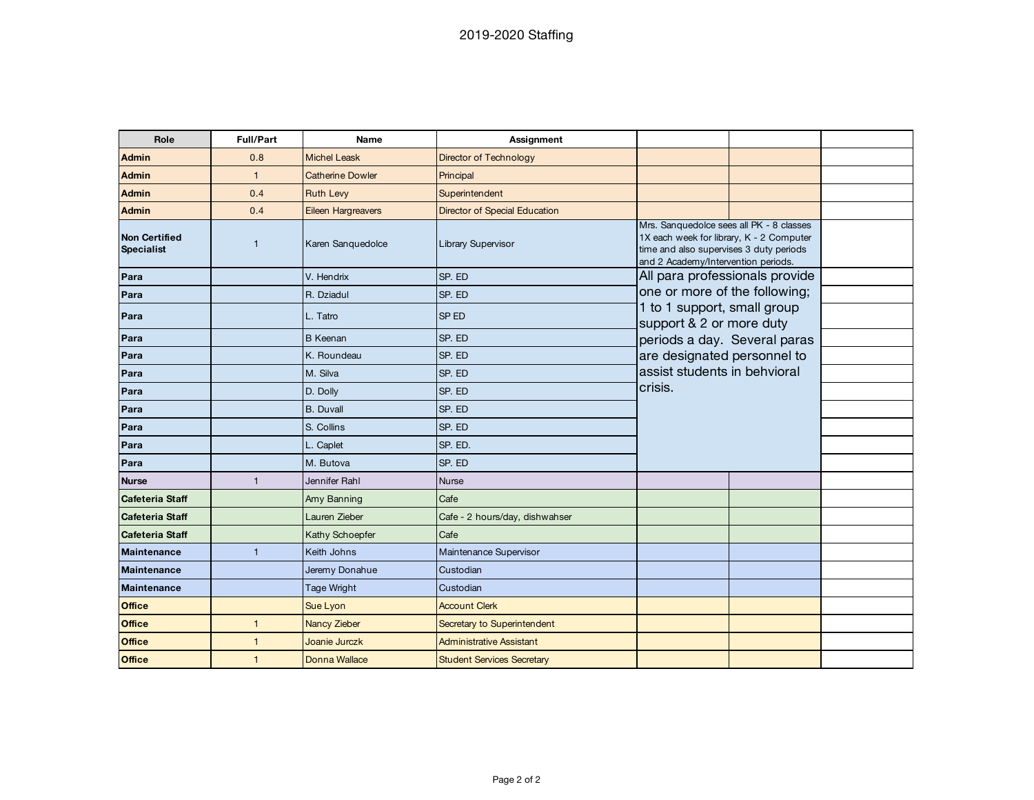# 2019-2020 Staffing

| Role | Full/Part | Name | Assignment | | | |
|---|---|---|---|---|---|---|
| **Admin** | 0.8 | Michel Leask | Director of Technology | | | |
| **Admin** | 1 | Catherine Dowler | Principal | | | |
| **Admin** | 0.4 | Ruth Levy | Superintendent | | | |
| **Admin** | 0.4 | Eileen Hargreavers | Director of Special Education | | | |
| **Non Certified Specialist** | 1 | Karen Sanquedolce | Library Supervisor | Mrs. Sanquedolce sees all PK - 8 classes 1X each week for library, K - 2 Computer time and also supervises 3 duty periods and 2 Academy/Intervention periods. | | |
| **Para** | | V. Hendrix | SP. ED | All para professionals provide one or more of the following; 1 to 1 support, small group support & 2 or more duty periods a day. Several paras are designated personnel to assist students in behvioral crisis. | | |
| **Para** | | R. Dziadul | SP. ED | | | |
| **Para** | | L. Tatro | SP ED | | | |
| **Para** | | B Keenan | SP. ED | | | |
| **Para** | | K. Roundeau | SP. ED | | | |
| **Para** | | M. Silva | SP. ED | | | |
| **Para** | | D. Dolly | SP. ED | | | |
| **Para** | | B. Duvall | SP. ED | | | |
| **Para** | | S. Collins | SP. ED | | | |
| **Para** | | L. Caplet | SP. ED. | | | |
| **Para** | | M. Butova | SP. ED | | | |
| **Nurse** | 1 | Jennifer Rahl | Nurse | | | |
| **Cafeteria Staff** | | Amy Banning | Cafe | | | |
| **Cafeteria Staff** | | Lauren Zieber | Cafe - 2 hours/day, dishwahser | | | |
| **Cafeteria Staff** | | Kathy Schoepfer | Cafe | | | |
| **Maintenance** | 1 | Keith Johns | Maintenance Supervisor | | | |
| **Maintenance** | | Jeremy Donahue | Custodian | | | |
| **Maintenance** | | Tage Wright | Custodian | | | |
| **Office** | | Sue Lyon | Account Clerk | | | |
| **Office** | 1 | Nancy Zieber | Secretary to Superintendent | | | |
| **Office** | 1 | Joanie Jurczk | Administrative Assistant | | | |
| **Office** | 1 | Donna Wallace | Student Services Secretary | | | |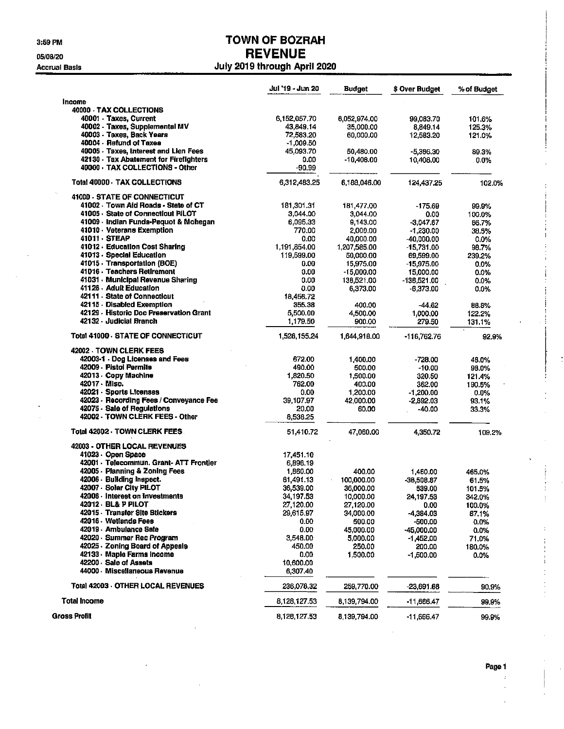3:59 PM

05/08/20

Accrual Basis

# TOWN OF BOZRAH
## REVENUE
### July 2019 through April 2020

| | Jul '19 - Jun 20 | Budget | $ Over Budget | % of Budget |
|---|---|---|---|---|
| **Income** | | | | |
| **40000 · TAX COLLECTIONS** | | | | |
| 40001 · Taxes, Current | 6,152,057.70 | 6,052,974.00 | 99,083.70 | 101.6% |
| 40002 · Taxes, Supplemental MV | 43,849.14 | 35,000.00 | 8,849.14 | 125.3% |
| 40003 · Taxes, Back Years | 72,583.20 | 60,000.00 | 12,583.20 | 121.0% |
| 40004 · Refund of Taxes | -1,009.50 | | | |
| 40005 · Taxes, Interest and Lien Fees | 45,093.70 | 50,480.00 | -5,386.30 | 89.3% |
| 42130 · Tax Abatement for Firefighters | 0.00 | -10,408.00 | 10,408.00 | 0.0% |
| 40000 · TAX COLLECTIONS - Other | -90.99 | | | |
| **Total 40000 · TAX COLLECTIONS** | 6,312,483.25 | 6,188,046.00 | 124,437.25 | 102.0% |
| **41000 · STATE OF CONNECTICUT** | | | | |
| 41002 · Town Aid Roads - State of CT | 181,301.31 | 181,477.00 | -175.69 | 99.9% |
| 41005 · State of Connecticut PILOT | 3,044.00 | 3,044.00 | 0.00 | 100.0% |
| 41009 · Indian Funds-Pequot & Mohegan | 6,095.33 | 9,143.00 | -3,047.67 | 66.7% |
| 41010 · Veterans Exemption | 770.00 | 2,000.00 | -1,230.00 | 38.5% |
| 41011 · STEAP | 0.00 | 40,000.00 | -40,000.00 | 0.0% |
| 41012 · Education Cost Sharing | 1,191,854.00 | 1,207,585.00 | -15,731.00 | 98.7% |
| 41013 · Special Education | 119,599.00 | 50,000.00 | 69,599.00 | 239.2% |
| 41015 · Transportation (BOE) | 0.00 | 15,975.00 | -15,975.00 | 0.0% |
| 41016 · Teachers Retirement | 0.00 | -15,000.00 | 15,000.00 | 0.0% |
| 41031 · Municipal Revenue Sharing | 0.00 | 138,521.00 | -138,521.00 | 0.0% |
| 41128 · Adult Education | 0.00 | 6,373.00 | -6,373.00 | 0.0% |
| 42111 · State of Connecticut | 18,456.72 | | | |
| 42115 · Disabled Exemption | 355.38 | 400.00 | -44.62 | 88.8% |
| 42129 · Historic Doc Preservation Grant | 5,500.00 | 4,500.00 | 1,000.00 | 122.2% |
| 42132 · Judicial Branch | 1,179.50 | 900.00 | 279.50 | 131.1% |
| **Total 41000 · STATE OF CONNECTICUT** | 1,528,155.24 | 1,644,918.00 | -116,762.76 | 92.9% |
| **42002 · TOWN CLERK FEES** | | | | |
| 42003-1 · Dog Licenses and Fees | 672.00 | 1,400.00 | -728.00 | 48.0% |
| 42009 · Pistol Permits | 490.00 | 500.00 | -10.00 | 98.0% |
| 42013 · Copy Machine | 1,820.50 | 1,500.00 | 320.50 | 121.4% |
| 42017 · Misc. | 762.00 | 400.00 | 362.00 | 190.5% |
| 42021 · Sports Licenses | 0.00 | 1,200.00 | -1,200.00 | 0.0% |
| 42023 · Recording Fees / Conveyance Fee | 39,107.97 | 42,000.00 | -2,892.03 | 93.1% |
| 42075 · Sale of Regulations | 20.00 | 60.00 | -40.00 | 33.3% |
| 42002 · TOWN CLERK FEES - Other | 8,538.25 | | | |
| **Total 42002 · TOWN CLERK FEES** | 51,410.72 | 47,060.00 | 4,350.72 | 109.2% |
| **42003 · OTHER LOCAL REVENUES** | | | | |
| 41023 · Open Space | 17,451.10 | | | |
| 42001 · Telecommun. Grant- ATT Frontier | 6,898.19 | | | |
| 42005 · Planning & Zoning Fees | 1,860.00 | 400.00 | 1,460.00 | 465.0% |
| 42006 · Building Inspect. | 61,491.13 | 100,000.00 | -38,508.87 | 61.5% |
| 42007 · Solar City PILOT | 36,539.00 | 36,000.00 | 539.00 | 101.5% |
| 42008 · Interest on Investments | 34,197.53 | 10,000.00 | 24,197.53 | 342.0% |
| 42012 · BL& P PILOT | 27,120.00 | 27,120.00 | 0.00 | 100.0% |
| 42015 · Transfer Site Stickers | 29,615.97 | 34,000.00 | -4,384.03 | 87.1% |
| 42016 · Wetlands Fees | 0.00 | 500.00 | -500.00 | 0.0% |
| 42019 · Ambulance Sale | 0.00 | 45,000.00 | -45,000.00 | 0.0% |
| 42020 · Summer Rec Program | 3,548.00 | 5,000.00 | -1,452.00 | 71.0% |
| 42025 · Zoning Board of Appeals | 450.00 | 250.00 | 200.00 | 180.0% |
| 42133 · Maple Farms Income | 0.00 | 1,500.00 | -1,500.00 | 0.0% |
| 42200 · Sale of Assets | 10,600.00 | | | |
| 44000 · Miscellaneous Revenue | 6,307.40 | | | |
| **Total 42003 · OTHER LOCAL REVENUES** | 236,078.32 | 259,770.00 | -23,691.68 | 90.9% |
| **Total Income** | 8,128,127.53 | 8,139,794.00 | -11,666.47 | 99.9% |
| **Gross Profit** | 8,128,127.53 | 8,139,794.00 | -11,666.47 | 99.9% |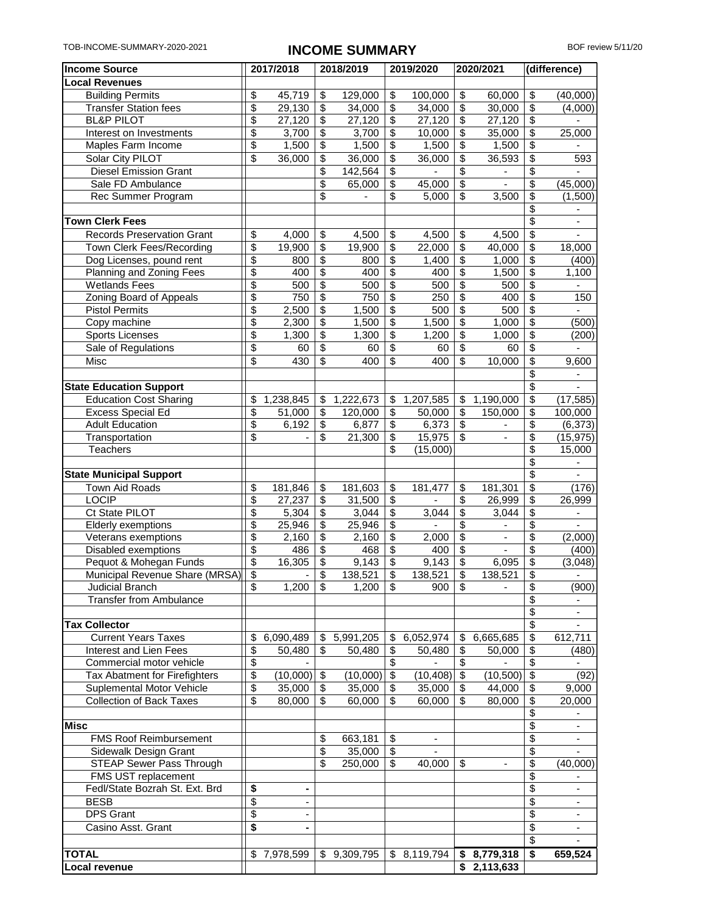TOB-INCOME-SUMMARY-2020-2021

# INCOME SUMMARY

BOF review 5/11/20

| Income Source | 2017/2018 | 2018/2019 | 2019/2020 | 2020/2021 | (difference) |
|---|---|---|---|---|---|
| **Local Revenues** | | | | | |
| Building Permits | $ 45,719 | $ 129,000 | $ 100,000 | $ 60,000 | $ (40,000) |
| Transfer Station fees | $ 29,130 | $ 34,000 | $ 34,000 | $ 30,000 | $ (4,000) |
| BL&P PILOT | $ 27,120 | $ 27,120 | $ 27,120 | $ 27,120 | $ - |
| Interest on Investments | $ 3,700 | $ 3,700 | $ 10,000 | $ 35,000 | $ 25,000 |
| Maples Farm Income | $ 1,500 | $ 1,500 | $ 1,500 | $ 1,500 | $ - |
| Solar City PILOT | $ 36,000 | $ 36,000 | $ 36,000 | $ 36,593 | $ 593 |
| Diesel Emission Grant | | $ 142,564 | $ - | $ - | $ - |
| Sale FD Ambulance | | $ 65,000 | $ 45,000 | $ - | $ (45,000) |
| Rec Summer Program | | $ - | $ 5,000 | $ 3,500 | $ (1,500) |
| | | | | | $ - |
| **Town Clerk Fees** | | | | | $ - |
| Records Preservation Grant | $ 4,000 | $ 4,500 | $ 4,500 | $ 4,500 | $ - |
| Town Clerk Fees/Recording | $ 19,900 | $ 19,900 | $ 22,000 | $ 40,000 | $ 18,000 |
| Dog Licenses, pound rent | $ 800 | $ 800 | $ 1,400 | $ 1,000 | $ (400) |
| Planning and Zoning Fees | $ 400 | $ 400 | $ 400 | $ 1,500 | $ 1,100 |
| Wetlands Fees | $ 500 | $ 500 | $ 500 | $ 500 | $ - |
| Zoning Board of Appeals | $ 750 | $ 750 | $ 250 | $ 400 | $ 150 |
| Pistol Permits | $ 2,500 | $ 1,500 | $ 500 | $ 500 | $ - |
| Copy machine | $ 2,300 | $ 1,500 | $ 1,500 | $ 1,000 | $ (500) |
| Sports Licenses | $ 1,300 | $ 1,300 | $ 1,200 | $ 1,000 | $ (200) |
| Sale of Regulations | $ 60 | $ 60 | $ 60 | $ 60 | $ - |
| Misc | $ 430 | $ 400 | $ 400 | $ 10,000 | $ 9,600 |
| | | | | | $ - |
| **State Education Support** | | | | | $ - |
| Education Cost Sharing | $ 1,238,845 | $ 1,222,673 | $ 1,207,585 | $ 1,190,000 | $ (17,585) |
| Excess Special Ed | $ 51,000 | $ 120,000 | $ 50,000 | $ 150,000 | $ 100,000 |
| Adult Education | $ 6,192 | $ 6,877 | $ 6,373 | $ - | $ (6,373) |
| Transportation | $ - | $ 21,300 | $ 15,975 | $ - | $ (15,975) |
| Teachers | | | $ (15,000) | | $ 15,000 |
| | | | | | $ - |
| **State Municipal Support** | | | | | $ - |
| Town Aid Roads | $ 181,846 | $ 181,603 | $ 181,477 | $ 181,301 | $ (176) |
| LOCIP | $ 27,237 | $ 31,500 | $ - | $ 26,999 | $ 26,999 |
| Ct State PILOT | $ 5,304 | $ 3,044 | $ 3,044 | $ 3,044 | $ - |
| Elderly exemptions | $ 25,946 | $ 25,946 | $ - | $ - | $ - |
| Veterans exemptions | $ 2,160 | $ 2,160 | $ 2,000 | $ - | $ (2,000) |
| Disabled exemptions | $ 486 | $ 468 | $ 400 | $ - | $ (400) |
| Pequot & Mohegan Funds | $ 16,305 | $ 9,143 | $ 9,143 | $ 6,095 | $ (3,048) |
| Municipal Revenue Share (MRSA) | $ - | $ 138,521 | $ 138,521 | $ 138,521 | $ - |
| Judicial Branch | $ 1,200 | $ 1,200 | $ 900 | $ - | $ (900) |
| Transfer from Ambulance | | | | | $ - |
| | | | | | $ - |
| **Tax Collector** | | | | | $ - |
| Current Years Taxes | $ 6,090,489 | $ 5,991,205 | $ 6,052,974 | $ 6,665,685 | $ 612,711 |
| Interest and Lien Fees | $ 50,480 | $ 50,480 | $ 50,480 | $ 50,000 | $ (480) |
| Commercial motor vehicle | $ - | | $ - | $ - | $ - |
| Tax Abatment for Firefighters | $ (10,000) | $ (10,000) | $ (10,408) | $ (10,500) | $ (92) |
| Suplemental Motor Vehicle | $ 35,000 | $ 35,000 | $ 35,000 | $ 44,000 | $ 9,000 |
| Collection of Back Taxes | $ 80,000 | $ 60,000 | $ 60,000 | $ 80,000 | $ 20,000 |
| | | | | | $ - |
| **Misc** | | | | | $ - |
| FMS Roof Reimbursement | | $ 663,181 | $ - | | $ - |
| Sidewalk Design Grant | | $ 35,000 | $ - | | $ - |
| STEAP Sewer Pass Through | | $ 250,000 | $ 40,000 | $ - | $ (40,000) |
| FMS UST replacement | | | | | $ - |
| Fedl/State Bozrah St. Ext. Brd | **$ -** | | | | $ - |
| BESB | $ - | | | | $ - |
| DPS Grant | $ - | | | | $ - |
| Casino Asst. Grant | **$ -** | | | | $ - |
| | | | | | $ - |
| **TOTAL** | $ 7,978,599 | $ 9,309,795 | $ 8,119,794 | **$ 8,779,318** | **$ 659,524** |
| **Local revenue** | | | | **$ 2,113,633** | |